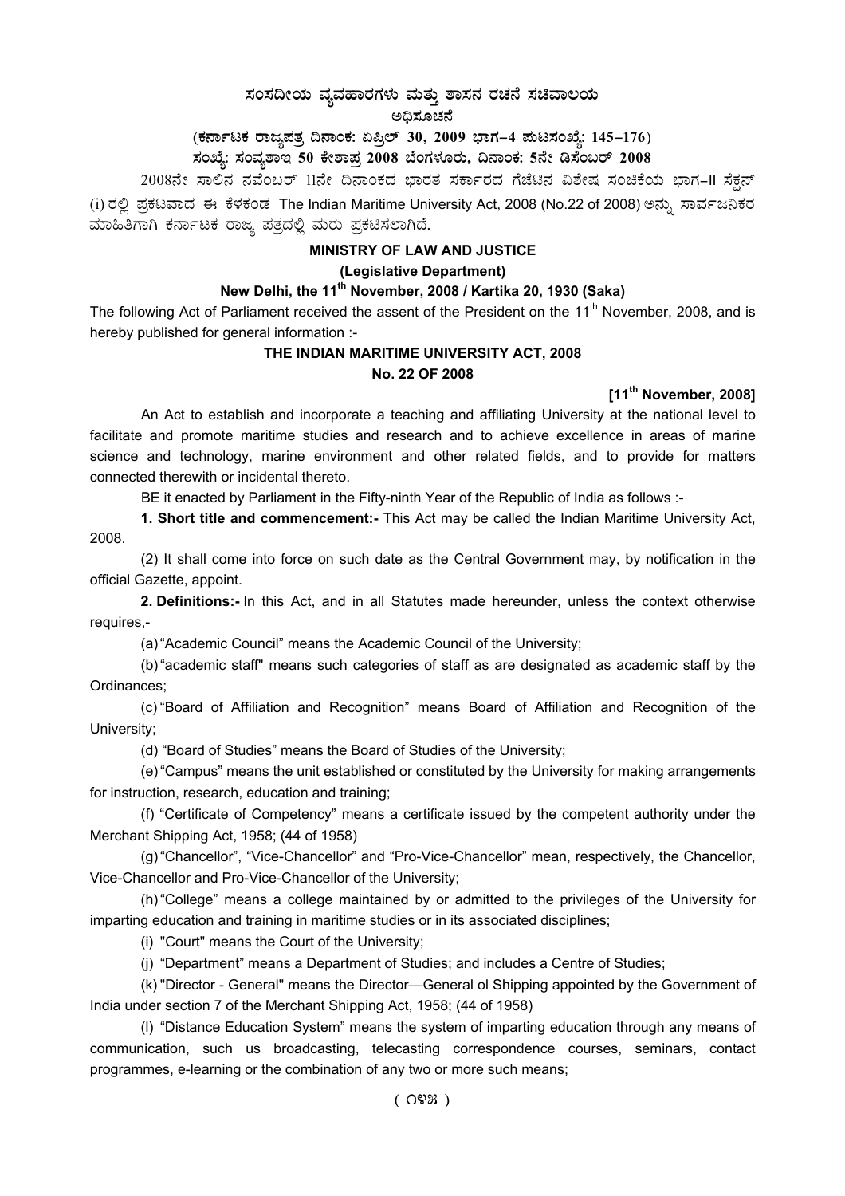# ಸಂಸದೀಯ ವ್ಯವಹಾರಗಳು ಮತ್ತು ಶಾಸನ ರಚನೆ ಸಚಿವಾಲಯ

## ಅಧಿಸೂಚನೆ

### (ಕರ್ನಾಟಕ ರಾಜ್ಯಪತ್ರ ದಿನಾಂಕ: ಏಪ್ರಿಲ್ 30, 2009 ಭಾಗ–4 ಮಟಸಂಖ್ಯೆ: 145–176)

### ಸಂಖ್ಯೆ: ಸಂವ್ಯಶಾಇ 50 ಕೇಶಾಪ್ರ 2008 ಬೆಂಗಳೂರು, ದಿನಾಂಕ: 5ನೇ ಡಿಸೆಂಬರ್ 2008

2008ನೇ ಸಾಲಿನ ನವೆಂಬರ್ 11ನೇ ದಿನಾಂಕದ ಭಾರತ ಸರ್ಕಾರದ ಗೆಜೆಟಿನ ವಿಶೇಷ ಸಂಚಿಕೆಯ ಭಾಗ–II ಸೆಕ್ಷನ್ (i) ರಲ್ಲಿ ಪ್ರಕಟವಾದ ಈ ಕೆಳಕಂಡ The Indian Maritime University Act, 2008 (No.22 of 2008) ಅನ್ನು ಸಾರ್ವಜನಿಕರ ಮಾಹಿತಿಗಾಗಿ ಕರ್ನಾಟಕ ರಾಜ್ಯ ಪತ್ರದಲ್ಲಿ ಮರು ಪ್ರಕಟಿಸಲಾಗಿದೆ.

## MINISTRY OF LAW AND JUSTICE

### (Legislative Department)

### New Delhi, the 11th November, 2008 / Kartika 20, 1930 (Saka)

The following Act of Parliament received the assent of the President on the 11th November, 2008, and is hereby published for general information :-

## THE INDIAN MARITIME UNIVERSITY ACT, 2008

### No. 22 OF 2008

**[11th November, 2008]**

An Act to establish and incorporate a teaching and affiliating University at the national level to facilitate and promote maritime studies and research and to achieve excellence in areas of marine science and technology, marine environment and other related fields, and to provide for matters connected therewith or incidental thereto.

BE it enacted by Parliament in the Fifty-ninth Year of the Republic of India as follows :-

**1. Short title and commencement:-** This Act may be called the Indian Maritime University Act, 2008.

(2) It shall come into force on such date as the Central Government may, by notification in the official Gazette, appoint.

**2. Definitions:-** In this Act, and in all Statutes made hereunder, unless the context otherwise requires,-

(a) "Academic Council" means the Academic Council of the University;

(b) "academic staff" means such categories of staff as are designated as academic staff by the Ordinances;

(c) "Board of Affiliation and Recognition" means Board of Affiliation and Recognition of the University;

(d) "Board of Studies" means the Board of Studies of the University;

(e) "Campus" means the unit established or constituted by the University for making arrangements for instruction, research, education and training;

(f) "Certificate of Competency" means a certificate issued by the competent authority under the Merchant Shipping Act, 1958; (44 of 1958)

(g) "Chancellor", "Vice-Chancellor" and "Pro-Vice-Chancellor" mean, respectively, the Chancellor, Vice-Chancellor and Pro-Vice-Chancellor of the University;

(h) "College" means a college maintained by or admitted to the privileges of the University for imparting education and training in maritime studies or in its associated disciplines;

(i) "Court" means the Court of the University;

(j) "Department" means a Department of Studies; and includes a Centre of Studies;

(k) "Director - General" means the Director—General ol Shipping appointed by the Government of India under section 7 of the Merchant Shipping Act, 1958; (44 of 1958)

(l) "Distance Education System" means the system of imparting education through any means of communication, such us broadcasting, telecasting correspondence courses, seminars, contact programmes, e-learning or the combination of any two or more such means;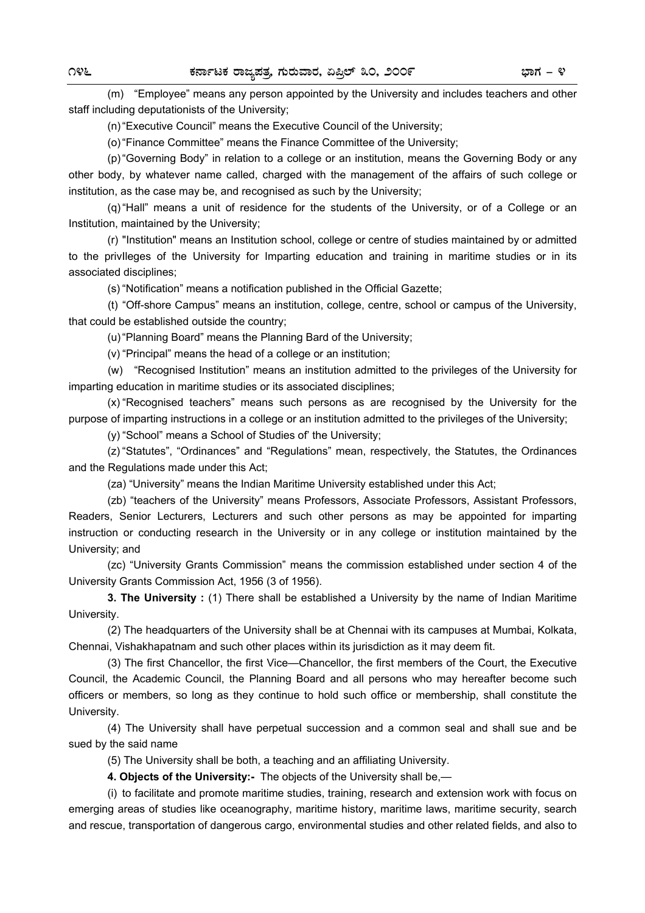(m) "Employee" means any person appointed by the University and includes teachers and other staff including deputationists of the University;

(n) "Executive Council" means the Executive Council of the University;

(o) "Finance Committee" means the Finance Committee of the University;

(p) "Governing Body" in relation to a college or an institution, means the Governing Body or any other body, by whatever name called, charged with the management of the affairs of such college or institution, as the case may be, and recognised as such by the University;

(q) "Hall" means a unit of residence for the students of the University, or of a College or an Institution, maintained by the University;

(r) "Institution" means an Institution school, college or centre of studies maintained by or admitted to the privIleges of the University for Imparting education and training in maritime studies or in its associated disciplines;

(s) "Notification" means a notification published in the Official Gazette;

(t) "Off-shore Campus" means an institution, college, centre, school or campus of the University, that could be established outside the country;

(u) "Planning Board" means the Planning Bard of the University;

(v) "Principal" means the head of a college or an institution;

(w) "Recognised Institution" means an institution admitted to the privileges of the University for imparting education in maritime studies or its associated disciplines;

(x) "Recognised teachers" means such persons as are recognised by the University for the purpose of imparting instructions in a college or an institution admitted to the privileges of the University;

(y) "School" means a School of Studies of' the University;

(z) "Statutes", "Ordinances" and "Regulations" mean, respectively, the Statutes, the Ordinances and the Regulations made under this Act;

(za) "University" means the Indian Maritime University established under this Act;

(zb) "teachers of the University" means Professors, Associate Professors, Assistant Professors, Readers, Senior Lecturers, Lecturers and such other persons as may be appointed for imparting instruction or conducting research in the University or in any college or institution maintained by the University; and

(zc) "University Grants Commission" means the commission established under section 4 of the University Grants Commission Act, 1956 (3 of 1956).

**3. The University :** (1) There shall be established a University by the name of Indian Maritime University.

(2) The headquarters of the University shall be at Chennai with its campuses at Mumbai, Kolkata, Chennai, Vishakhapatnam and such other places within its jurisdiction as it may deem fit.

(3) The first Chancellor, the first Vice—Chancellor, the first members of the Court, the Executive Council, the Academic Council, the Planning Board and all persons who may hereafter become such officers or members, so long as they continue to hold such office or membership, shall constitute the University.

(4) The University shall have perpetual succession and a common seal and shall sue and be sued by the said name

(5) The University shall be both, a teaching and an affiliating University.

**4. Objects of the University:-** The objects of the University shall be,—

(i) to facilitate and promote maritime studies, training, research and extension work with focus on emerging areas of studies like oceanography, maritime history, maritime laws, maritime security, search and rescue, transportation of dangerous cargo, environmental studies and other related fields, and also to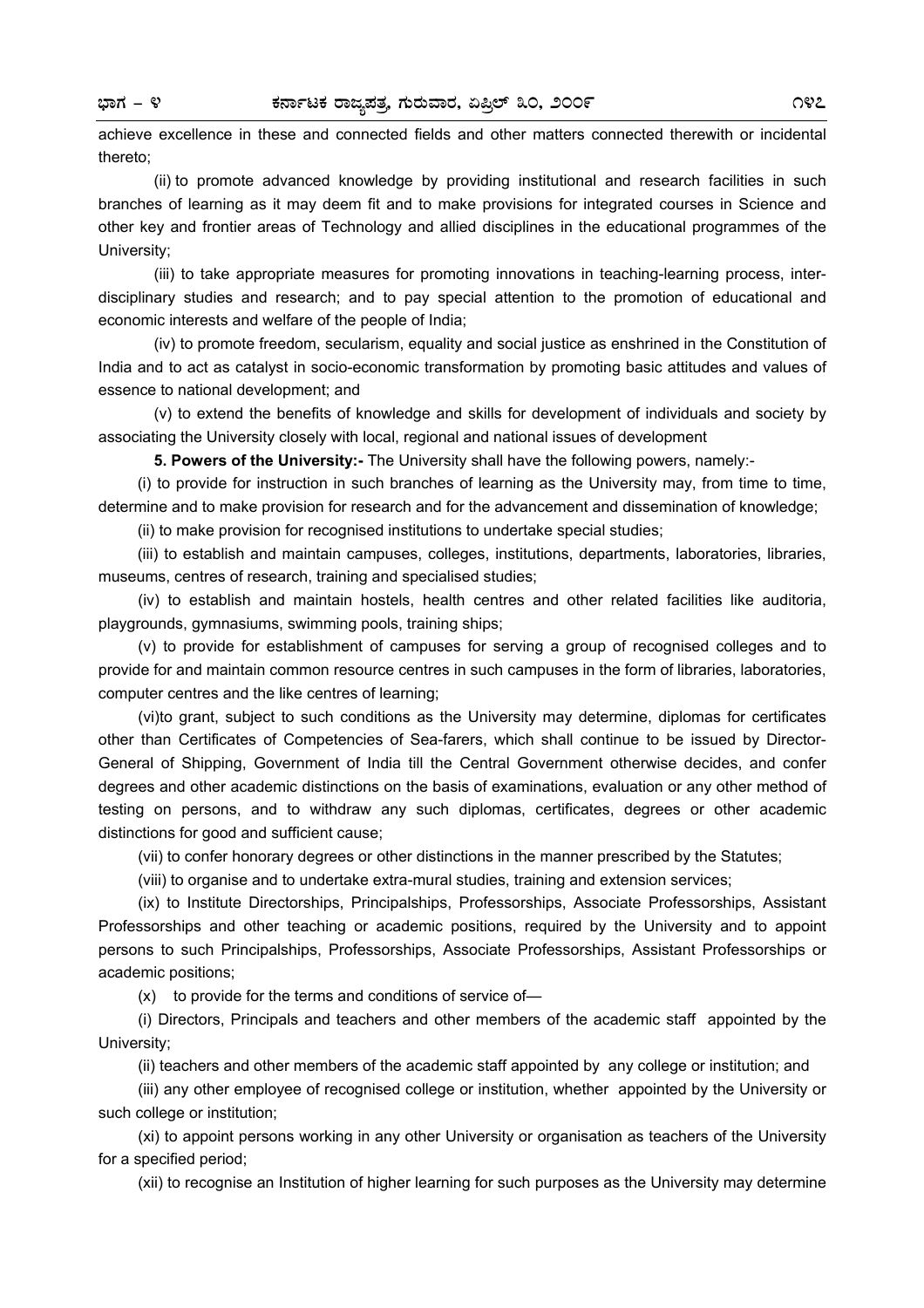achieve excellence in these and connected fields and other matters connected therewith or incidental thereto;

(ii) to promote advanced knowledge by providing institutional and research facilities in such branches of learning as it may deem fit and to make provisions for integrated courses in Science and other key and frontier areas of Technology and allied disciplines in the educational programmes of the University;

(iii) to take appropriate measures for promoting innovations in teaching-learning process, inter-disciplinary studies and research; and to pay special attention to the promotion of educational and economic interests and welfare of the people of India;

(iv) to promote freedom, secularism, equality and social justice as enshrined in the Constitution of India and to act as catalyst in socio-economic transformation by promoting basic attitudes and values of essence to national development; and

(v) to extend the benefits of knowledge and skills for development of individuals and society by associating the University closely with local, regional and national issues of development

**5. Powers of the University:-** The University shall have the following powers, namely:-

(i) to provide for instruction in such branches of learning as the University may, from time to time, determine and to make provision for research and for the advancement and dissemination of knowledge;

(ii) to make provision for recognised institutions to undertake special studies;

(iii) to establish and maintain campuses, colleges, institutions, departments, laboratories, libraries, museums, centres of research, training and specialised studies;

(iv) to establish and maintain hostels, health centres and other related facilities like auditoria, playgrounds, gymnasiums, swimming pools, training ships;

(v) to provide for establishment of campuses for serving a group of recognised colleges and to provide for and maintain common resource centres in such campuses in the form of libraries, laboratories, computer centres and the like centres of learning;

(vi)to grant, subject to such conditions as the University may determine, diplomas for certificates other than Certificates of Competencies of Sea-farers, which shall continue to be issued by Director-General of Shipping, Government of India till the Central Government otherwise decides, and confer degrees and other academic distinctions on the basis of examinations, evaluation or any other method of testing on persons, and to withdraw any such diplomas, certificates, degrees or other academic distinctions for good and sufficient cause;

(vii) to confer honorary degrees or other distinctions in the manner prescribed by the Statutes;

(viii) to organise and to undertake extra-mural studies, training and extension services;

(ix) to Institute Directorships, Principalships, Professorships, Associate Professorships, Assistant Professorships and other teaching or academic positions, required by the University and to appoint persons to such Principalships, Professorships, Associate Professorships, Assistant Professorships or academic positions;

(x) to provide for the terms and conditions of service of—

(i) Directors, Principals and teachers and other members of the academic staff appointed by the University;

(ii) teachers and other members of the academic staff appointed by any college or institution; and

(iii) any other employee of recognised college or institution, whether appointed by the University or such college or institution;

(xi) to appoint persons working in any other University or organisation as teachers of the University for a specified period;

(xii) to recognise an Institution of higher learning for such purposes as the University may determine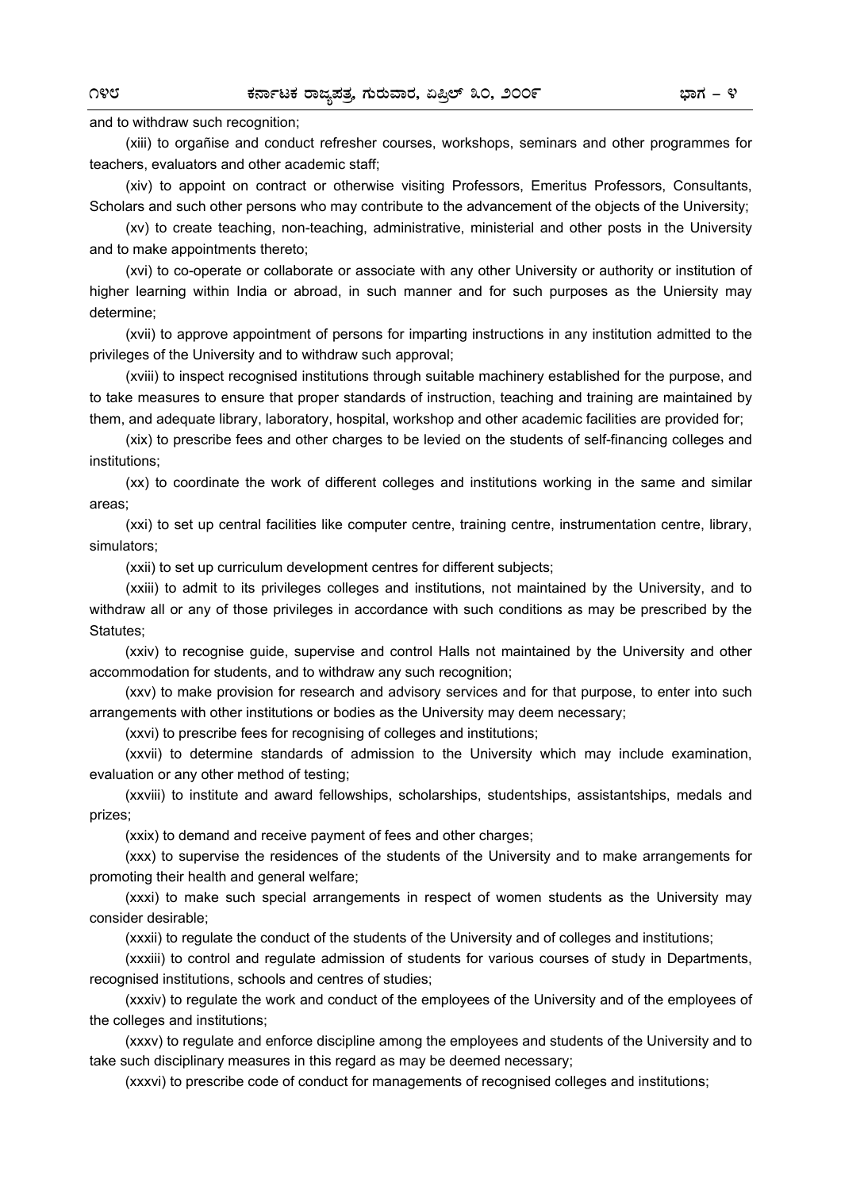and to withdraw such recognition;

(xiii) to orgañise and conduct refresher courses, workshops, seminars and other programmes for teachers, evaluators and other academic staff;

(xiv) to appoint on contract or otherwise visiting Professors, Emeritus Professors, Consultants, Scholars and such other persons who may contribute to the advancement of the objects of the University;

(xv) to create teaching, non-teaching, administrative, ministerial and other posts in the University and to make appointments thereto;

(xvi) to co-operate or collaborate or associate with any other University or authority or institution of higher learning within India or abroad, in such manner and for such purposes as the Uniersity may determine;

(xvii) to approve appointment of persons for imparting instructions in any institution admitted to the privileges of the University and to withdraw such approval;

(xviii) to inspect recognised institutions through suitable machinery established for the purpose, and to take measures to ensure that proper standards of instruction, teaching and training are maintained by them, and adequate library, laboratory, hospital, workshop and other academic facilities are provided for;

(xix) to prescribe fees and other charges to be levied on the students of self-financing colleges and institutions;

(xx) to coordinate the work of different colleges and institutions working in the same and similar areas;

(xxi) to set up central facilities like computer centre, training centre, instrumentation centre, library, simulators;

(xxii) to set up curriculum development centres for different subjects;

(xxiii) to admit to its privileges colleges and institutions, not maintained by the University, and to withdraw all or any of those privileges in accordance with such conditions as may be prescribed by the Statutes;

(xxiv) to recognise guide, supervise and control Halls not maintained by the University and other accommodation for students, and to withdraw any such recognition;

(xxv) to make provision for research and advisory services and for that purpose, to enter into such arrangements with other institutions or bodies as the University may deem necessary;

(xxvi) to prescribe fees for recognising of colleges and institutions;

(xxvii) to determine standards of admission to the University which may include examination, evaluation or any other method of testing;

(xxviii) to institute and award fellowships, scholarships, studentships, assistantships, medals and prizes;

(xxix) to demand and receive payment of fees and other charges;

(xxx) to supervise the residences of the students of the University and to make arrangements for promoting their health and general welfare;

(xxxi) to make such special arrangements in respect of women students as the University may consider desirable;

(xxxii) to regulate the conduct of the students of the University and of colleges and institutions;

(xxxiii) to control and regulate admission of students for various courses of study in Departments, recognised institutions, schools and centres of studies;

(xxxiv) to regulate the work and conduct of the employees of the University and of the employees of the colleges and institutions;

(xxxv) to regulate and enforce discipline among the employees and students of the University and to take such disciplinary measures in this regard as may be deemed necessary;

(xxxvi) to prescribe code of conduct for managements of recognised colleges and institutions;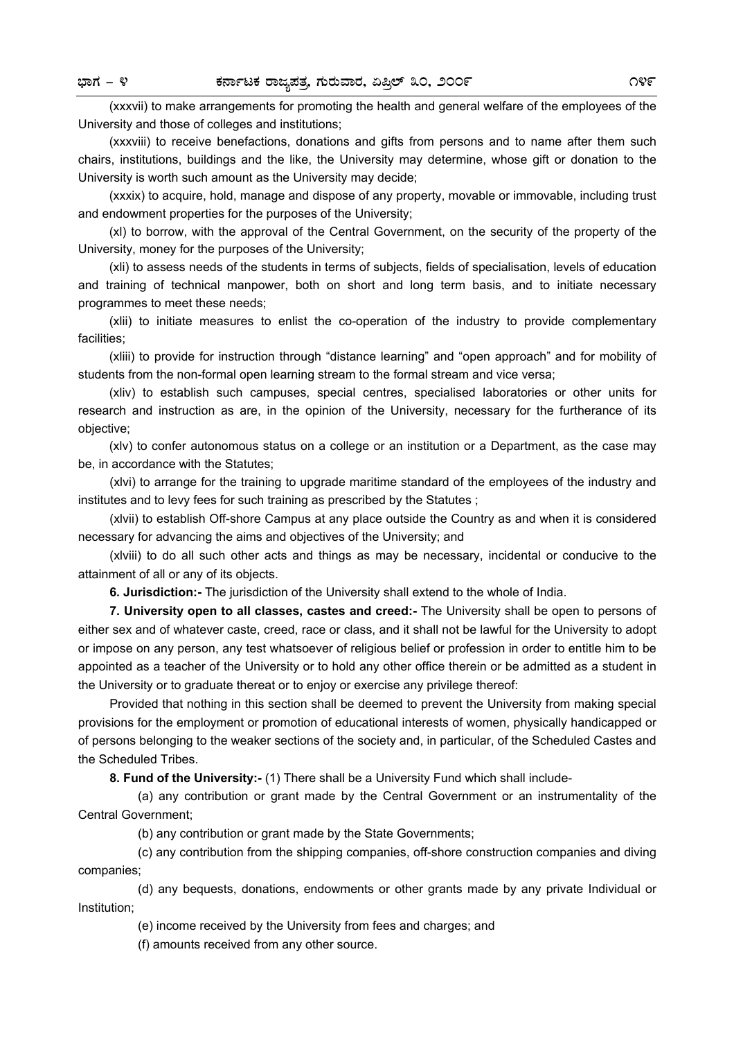(xxxvii) to make arrangements for promoting the health and general welfare of the employees of the University and those of colleges and institutions;

(xxxviii) to receive benefactions, donations and gifts from persons and to name after them such chairs, institutions, buildings and the like, the University may determine, whose gift or donation to the University is worth such amount as the University may decide;

(xxxix) to acquire, hold, manage and dispose of any property, movable or immovable, including trust and endowment properties for the purposes of the University;

(xl) to borrow, with the approval of the Central Government, on the security of the property of the University, money for the purposes of the University;

(xli) to assess needs of the students in terms of subjects, fields of specialisation, levels of education and training of technical manpower, both on short and long term basis, and to initiate necessary programmes to meet these needs;

(xlii) to initiate measures to enlist the co-operation of the industry to provide complementary facilities;

(xliii) to provide for instruction through "distance learning" and "open approach" and for mobility of students from the non-formal open learning stream to the formal stream and vice versa;

(xliv) to establish such campuses, special centres, specialised laboratories or other units for research and instruction as are, in the opinion of the University, necessary for the furtherance of its objective;

(xlv) to confer autonomous status on a college or an institution or a Department, as the case may be, in accordance with the Statutes;

(xlvi) to arrange for the training to upgrade maritime standard of the employees of the industry and institutes and to levy fees for such training as prescribed by the Statutes ;

(xlvii) to establish Off-shore Campus at any place outside the Country as and when it is considered necessary for advancing the aims and objectives of the University; and

(xlviii) to do all such other acts and things as may be necessary, incidental or conducive to the attainment of all or any of its objects.

**6. Jurisdiction:-** The jurisdiction of the University shall extend to the whole of India.

**7. University open to all classes, castes and creed:-** The University shall be open to persons of either sex and of whatever caste, creed, race or class, and it shall not be lawful for the University to adopt or impose on any person, any test whatsoever of religious belief or profession in order to entitle him to be appointed as a teacher of the University or to hold any other office therein or be admitted as a student in the University or to graduate thereat or to enjoy or exercise any privilege thereof:

Provided that nothing in this section shall be deemed to prevent the University from making special provisions for the employment or promotion of educational interests of women, physically handicapped or of persons belonging to the weaker sections of the society and, in particular, of the Scheduled Castes and the Scheduled Tribes.

**8. Fund of the University:-** (1) There shall be a University Fund which shall include-

(a) any contribution or grant made by the Central Government or an instrumentality of the Central Government;

(b) any contribution or grant made by the State Governments;

(c) any contribution from the shipping companies, off-shore construction companies and diving companies;

(d) any bequests, donations, endowments or other grants made by any private Individual or Institution;

(e) income received by the University from fees and charges; and

(f) amounts received from any other source.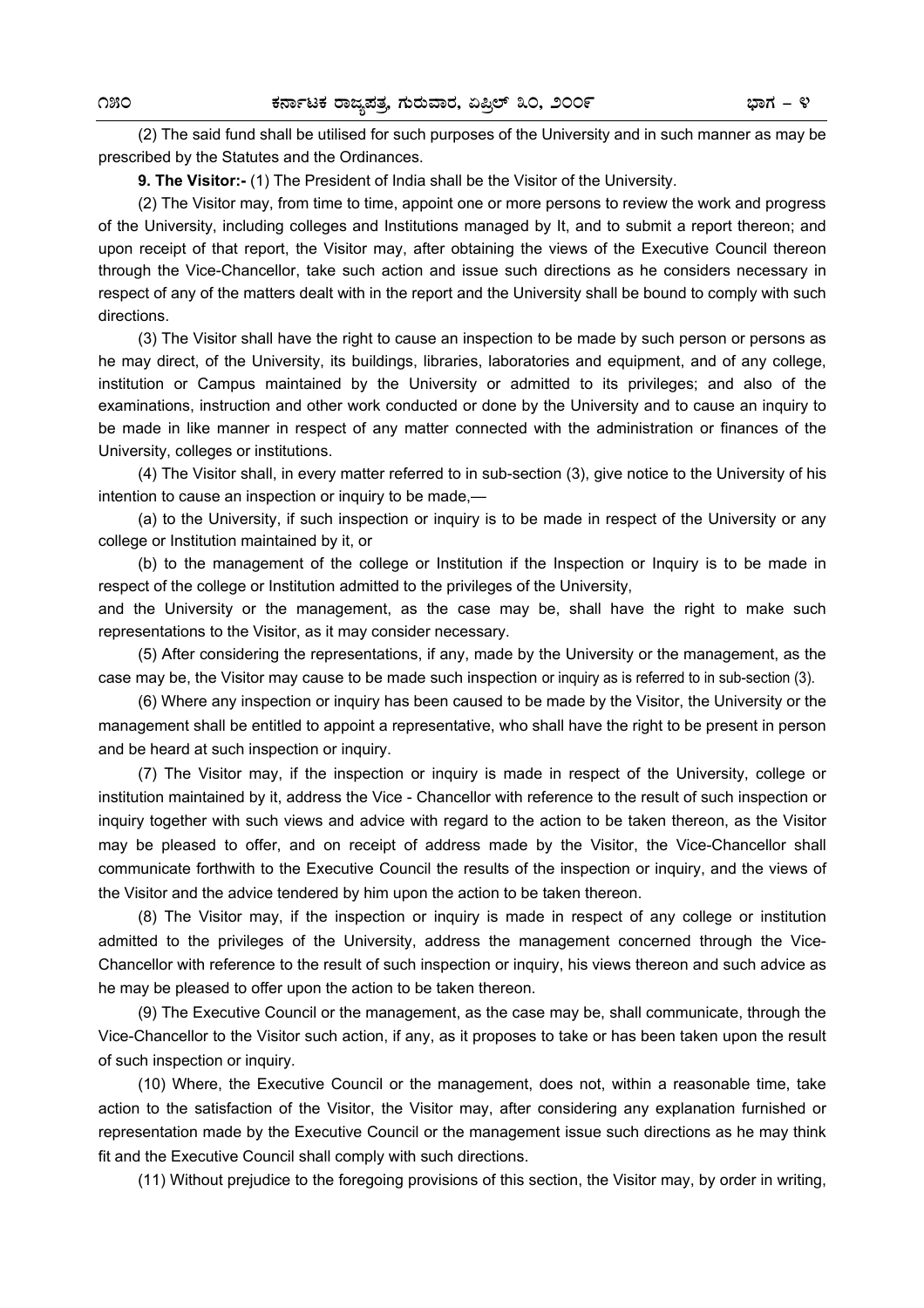(2) The said fund shall be utilised for such purposes of the University and in such manner as may be prescribed by the Statutes and the Ordinances.

**9. The Visitor:-** (1) The President of India shall be the Visitor of the University.

(2) The Visitor may, from time to time, appoint one or more persons to review the work and progress of the University, including colleges and Institutions managed by It, and to submit a report thereon; and upon receipt of that report, the Visitor may, after obtaining the views of the Executive Council thereon through the Vice-Chancellor, take such action and issue such directions as he considers necessary in respect of any of the matters dealt with in the report and the University shall be bound to comply with such directions.

(3) The Visitor shall have the right to cause an inspection to be made by such person or persons as he may direct, of the University, its buildings, libraries, laboratories and equipment, and of any college, institution or Campus maintained by the University or admitted to its privileges; and also of the examinations, instruction and other work conducted or done by the University and to cause an inquiry to be made in like manner in respect of any matter connected with the administration or finances of the University, colleges or institutions.

(4) The Visitor shall, in every matter referred to in sub-section (3), give notice to the University of his intention to cause an inspection or inquiry to be made,—

(a) to the University, if such inspection or inquiry is to be made in respect of the University or any college or Institution maintained by it, or

(b) to the management of the college or Institution if the Inspection or Inquiry is to be made in respect of the college or Institution admitted to the privileges of the University,

and the University or the management, as the case may be, shall have the right to make such representations to the Visitor, as it may consider necessary.

(5) After considering the representations, if any, made by the University or the management, as the case may be, the Visitor may cause to be made such inspection or inquiry as is referred to in sub-section (3).

(6) Where any inspection or inquiry has been caused to be made by the Visitor, the University or the management shall be entitled to appoint a representative, who shall have the right to be present in person and be heard at such inspection or inquiry.

(7) The Visitor may, if the inspection or inquiry is made in respect of the University, college or institution maintained by it, address the Vice - Chancellor with reference to the result of such inspection or inquiry together with such views and advice with regard to the action to be taken thereon, as the Visitor may be pleased to offer, and on receipt of address made by the Visitor, the Vice-Chancellor shall communicate forthwith to the Executive Council the results of the inspection or inquiry, and the views of the Visitor and the advice tendered by him upon the action to be taken thereon.

(8) The Visitor may, if the inspection or inquiry is made in respect of any college or institution admitted to the privileges of the University, address the management concerned through the Vice-Chancellor with reference to the result of such inspection or inquiry, his views thereon and such advice as he may be pleased to offer upon the action to be taken thereon.

(9) The Executive Council or the management, as the case may be, shall communicate, through the Vice-Chancellor to the Visitor such action, if any, as it proposes to take or has been taken upon the result of such inspection or inquiry.

(10) Where, the Executive Council or the management, does not, within a reasonable time, take action to the satisfaction of the Visitor, the Visitor may, after considering any explanation furnished or representation made by the Executive Council or the management issue such directions as he may think fit and the Executive Council shall comply with such directions.

(11) Without prejudice to the foregoing provisions of this section, the Visitor may, by order in writing,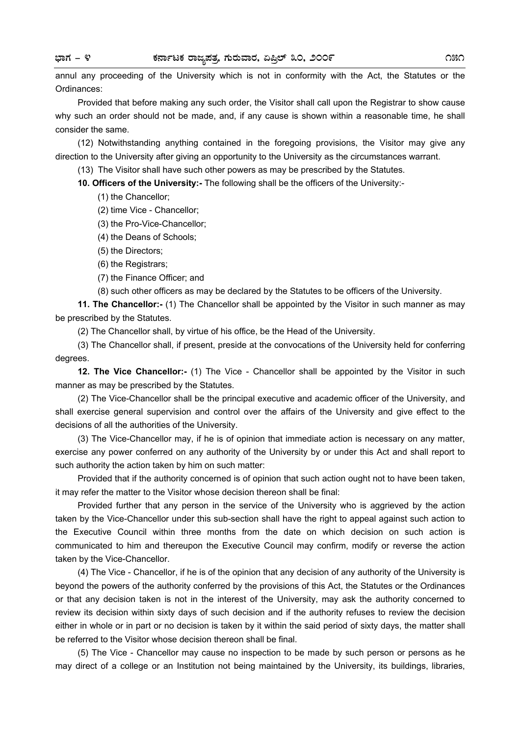annul any proceeding of the University which is not in conformity with the Act, the Statutes or the Ordinances:

Provided that before making any such order, the Visitor shall call upon the Registrar to show cause why such an order should not be made, and, if any cause is shown within a reasonable time, he shall consider the same.

(12) Notwithstanding anything contained in the foregoing provisions, the Visitor may give any direction to the University after giving an opportunity to the University as the circumstances warrant.

(13) The Visitor shall have such other powers as may be prescribed by the Statutes.

**10. Officers of the University:-** The following shall be the officers of the University:-

(1) the Chancellor;

(2) time Vice - Chancellor;

(3) the Pro-Vice-Chancellor;

(4) the Deans of Schools;

(5) the Directors;

(6) the Registrars;

(7) the Finance Officer; and

(8) such other officers as may be declared by the Statutes to be officers of the University.

**11. The Chancellor:-** (1) The Chancellor shall be appointed by the Visitor in such manner as may be prescribed by the Statutes.

(2) The Chancellor shall, by virtue of his office, be the Head of the University.

(3) The Chancellor shall, if present, preside at the convocations of the University held for conferring degrees.

**12. The Vice Chancellor:-** (1) The Vice - Chancellor shall be appointed by the Visitor in such manner as may be prescribed by the Statutes.

(2) The Vice-Chancellor shall be the principal executive and academic officer of the University, and shall exercise general supervision and control over the affairs of the University and give effect to the decisions of all the authorities of the University.

(3) The Vice-Chancellor may, if he is of opinion that immediate action is necessary on any matter, exercise any power conferred on any authority of the University by or under this Act and shall report to such authority the action taken by him on such matter:

Provided that if the authority concerned is of opinion that such action ought not to have been taken, it may refer the matter to the Visitor whose decision thereon shall be final:

Provided further that any person in the service of the University who is aggrieved by the action taken by the Vice-Chancellor under this sub-section shall have the right to appeal against such action to the Executive Council within three months from the date on which decision on such action is communicated to him and thereupon the Executive Council may confirm, modify or reverse the action taken by the Vice-Chancellor.

(4) The Vice - Chancellor, if he is of the opinion that any decision of any authority of the University is beyond the powers of the authority conferred by the provisions of this Act, the Statutes or the Ordinances or that any decision taken is not in the interest of the University, may ask the authority concerned to review its decision within sixty days of such decision and if the authority refuses to review the decision either in whole or in part or no decision is taken by it within the said period of sixty days, the matter shall be referred to the Visitor whose decision thereon shall be final.

(5) The Vice - Chancellor may cause no inspection to be made by such person or persons as he may direct of a college or an Institution not being maintained by the University, its buildings, libraries,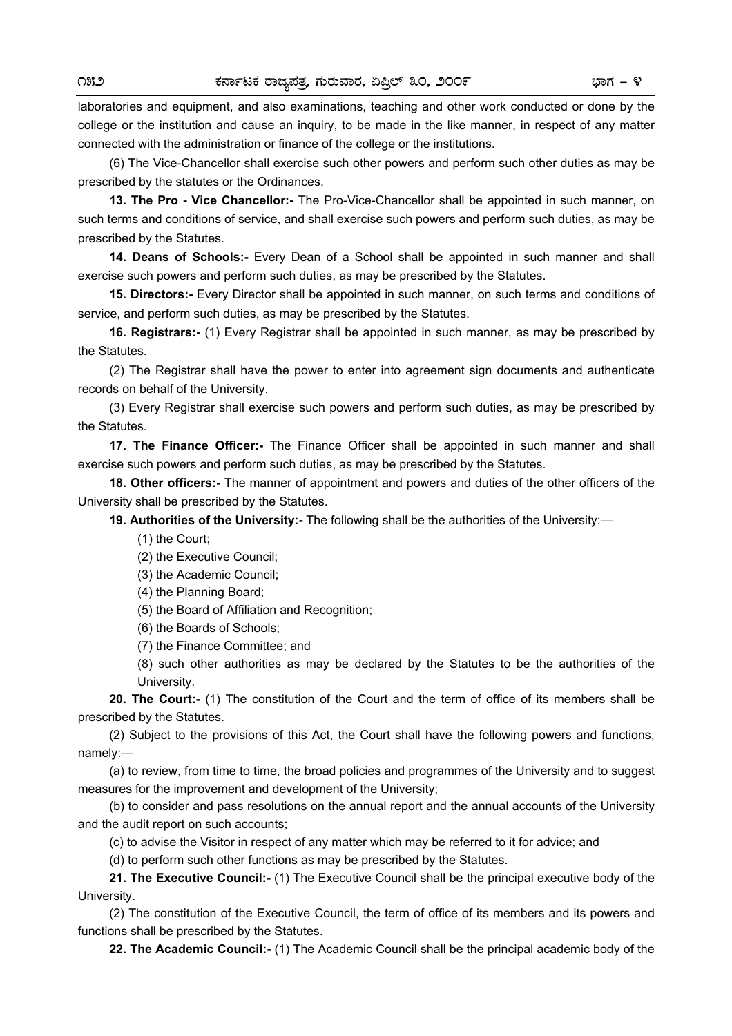laboratories and equipment, and also examinations, teaching and other work conducted or done by the college or the institution and cause an inquiry, to be made in the like manner, in respect of any matter connected with the administration or finance of the college or the institutions.

(6) The Vice-Chancellor shall exercise such other powers and perform such other duties as may be prescribed by the statutes or the Ordinances.

**13. The Pro - Vice Chancellor:-** The Pro-Vice-Chancellor shall be appointed in such manner, on such terms and conditions of service, and shall exercise such powers and perform such duties, as may be prescribed by the Statutes.

**14. Deans of Schools:-** Every Dean of a School shall be appointed in such manner and shall exercise such powers and perform such duties, as may be prescribed by the Statutes.

**15. Directors:-** Every Director shall be appointed in such manner, on such terms and conditions of service, and perform such duties, as may be prescribed by the Statutes.

**16. Registrars:-** (1) Every Registrar shall be appointed in such manner, as may be prescribed by the Statutes.

(2) The Registrar shall have the power to enter into agreement sign documents and authenticate records on behalf of the University.

(3) Every Registrar shall exercise such powers and perform such duties, as may be prescribed by the Statutes.

**17. The Finance Officer:-** The Finance Officer shall be appointed in such manner and shall exercise such powers and perform such duties, as may be prescribed by the Statutes.

**18. Other officers:-** The manner of appointment and powers and duties of the other officers of the University shall be prescribed by the Statutes.

**19. Authorities of the University:-** The following shall be the authorities of the University:—

(1) the Court;

(2) the Executive Council;

(3) the Academic Council;

(4) the Planning Board;

(5) the Board of Affiliation and Recognition;

(6) the Boards of Schools;

(7) the Finance Committee; and

(8) such other authorities as may be declared by the Statutes to be the authorities of the University.

**20. The Court:-** (1) The constitution of the Court and the term of office of its members shall be prescribed by the Statutes.

(2) Subject to the provisions of this Act, the Court shall have the following powers and functions, namely:—

(a) to review, from time to time, the broad policies and programmes of the University and to suggest measures for the improvement and development of the University;

(b) to consider and pass resolutions on the annual report and the annual accounts of the University and the audit report on such accounts;

(c) to advise the Visitor in respect of any matter which may be referred to it for advice; and

(d) to perform such other functions as may be prescribed by the Statutes.

**21. The Executive Council:-** (1) The Executive Council shall be the principal executive body of the University.

(2) The constitution of the Executive Council, the term of office of its members and its powers and functions shall be prescribed by the Statutes.

**22. The Academic Council:-** (1) The Academic Council shall be the principal academic body of the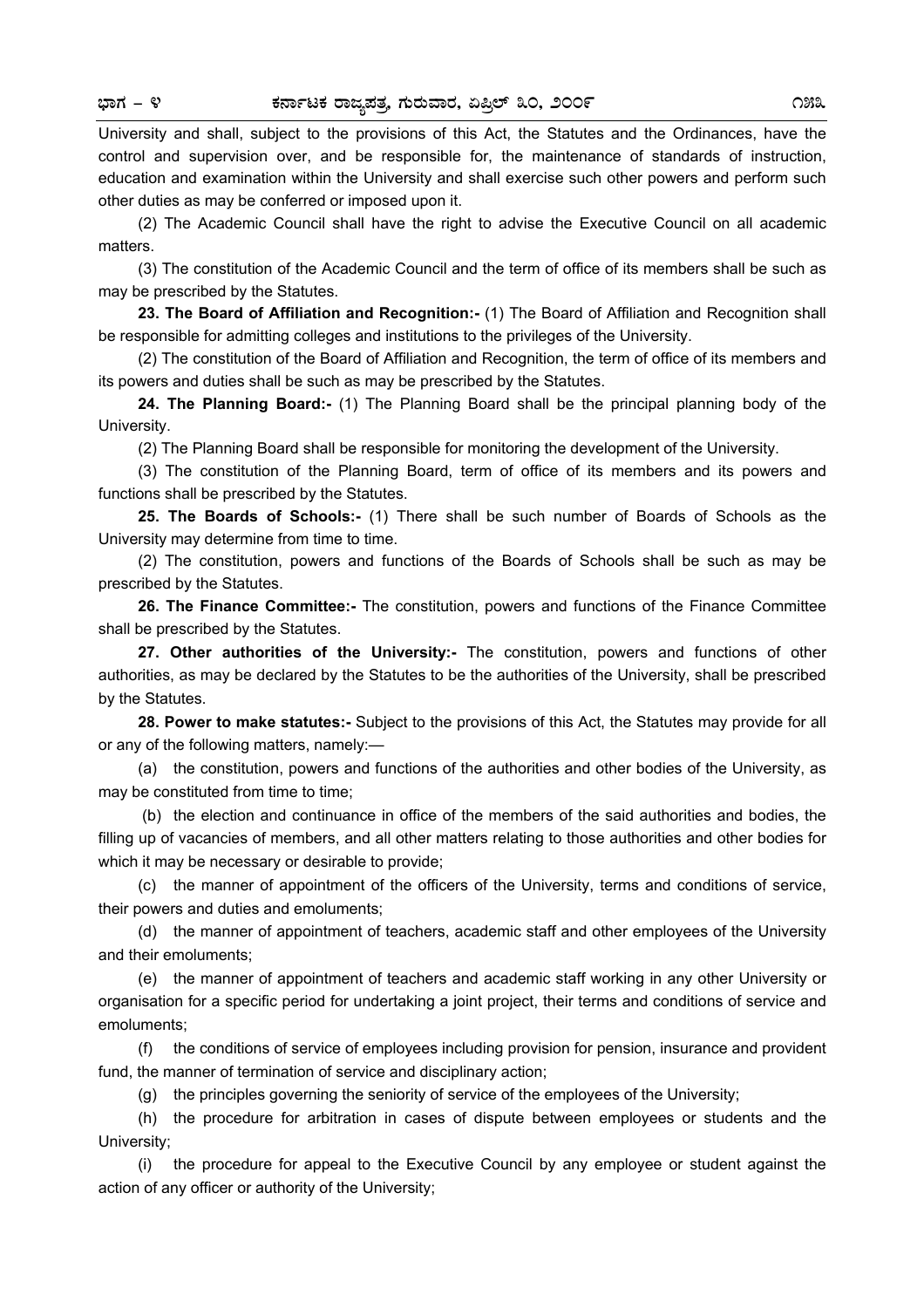University and shall, subject to the provisions of this Act, the Statutes and the Ordinances, have the control and supervision over, and be responsible for, the maintenance of standards of instruction, education and examination within the University and shall exercise such other powers and perform such other duties as may be conferred or imposed upon it.

(2) The Academic Council shall have the right to advise the Executive Council on all academic matters.

(3) The constitution of the Academic Council and the term of office of its members shall be such as may be prescribed by the Statutes.

**23. The Board of Affiliation and Recognition:-** (1) The Board of Affiliation and Recognition shall be responsible for admitting colleges and institutions to the privileges of the University.

(2) The constitution of the Board of Affiliation and Recognition, the term of office of its members and its powers and duties shall be such as may be prescribed by the Statutes.

**24. The Planning Board:-** (1) The Planning Board shall be the principal planning body of the University.

(2) The Planning Board shall be responsible for monitoring the development of the University.

(3) The constitution of the Planning Board, term of office of its members and its powers and functions shall be prescribed by the Statutes.

**25. The Boards of Schools:-** (1) There shall be such number of Boards of Schools as the University may determine from time to time.

(2) The constitution, powers and functions of the Boards of Schools shall be such as may be prescribed by the Statutes.

**26. The Finance Committee:-** The constitution, powers and functions of the Finance Committee shall be prescribed by the Statutes.

**27. Other authorities of the University:-** The constitution, powers and functions of other authorities, as may be declared by the Statutes to be the authorities of the University, shall be prescribed by the Statutes.

**28. Power to make statutes:-** Subject to the provisions of this Act, the Statutes may provide for all or any of the following matters, namely:—

(a) the constitution, powers and functions of the authorities and other bodies of the University, as may be constituted from time to time;

(b) the election and continuance in office of the members of the said authorities and bodies, the filling up of vacancies of members, and all other matters relating to those authorities and other bodies for which it may be necessary or desirable to provide;

(c) the manner of appointment of the officers of the University, terms and conditions of service, their powers and duties and emoluments;

(d) the manner of appointment of teachers, academic staff and other employees of the University and their emoluments;

(e) the manner of appointment of teachers and academic staff working in any other University or organisation for a specific period for undertaking a joint project, their terms and conditions of service and emoluments;

(f) the conditions of service of employees including provision for pension, insurance and provident fund, the manner of termination of service and disciplinary action;

(g) the principles governing the seniority of service of the employees of the University;

(h) the procedure for arbitration in cases of dispute between employees or students and the University;

(i) the procedure for appeal to the Executive Council by any employee or student against the action of any officer or authority of the University;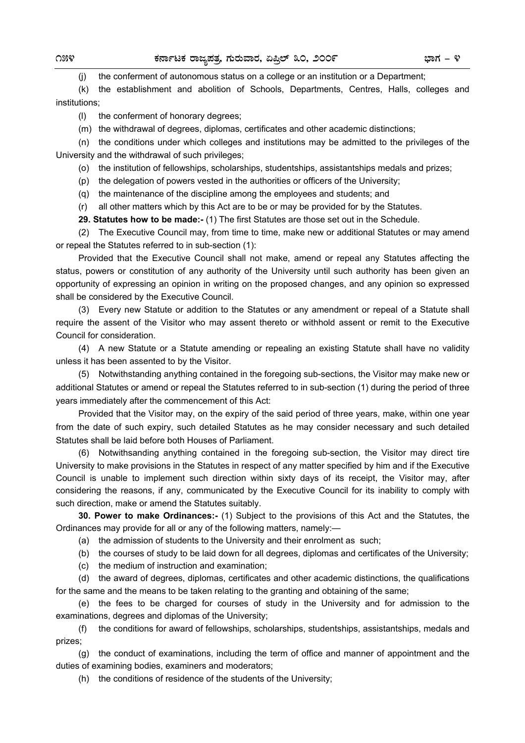(j) the conferment of autonomous status on a college or an institution or a Department;

(k) the establishment and abolition of Schools, Departments, Centres, Halls, colleges and institutions;

(l) the conferment of honorary degrees;

(m) the withdrawal of degrees, diplomas, certificates and other academic distinctions;

(n) the conditions under which colleges and institutions may be admitted to the privileges of the University and the withdrawal of such privileges;

(o) the institution of fellowships, scholarships, studentships, assistantships medals and prizes;

(p) the delegation of powers vested in the authorities or officers of the University;

(q) the maintenance of the discipline among the employees and students; and

(r) all other matters which by this Act are to be or may be provided for by the Statutes.

**29. Statutes how to be made:-** (1) The first Statutes are those set out in the Schedule.

(2) The Executive Council may, from time to time, make new or additional Statutes or may amend or repeal the Statutes referred to in sub-section (1):

Provided that the Executive Council shall not make, amend or repeal any Statutes affecting the status, powers or constitution of any authority of the University until such authority has been given an opportunity of expressing an opinion in writing on the proposed changes, and any opinion so expressed shall be considered by the Executive Council.

(3) Every new Statute or addition to the Statutes or any amendment or repeal of a Statute shall require the assent of the Visitor who may assent thereto or withhold assent or remit to the Executive Council for consideration.

(4) A new Statute or a Statute amending or repealing an existing Statute shall have no validity unless it has been assented to by the Visitor.

(5) Notwithstanding anything contained in the foregoing sub-sections, the Visitor may make new or additional Statutes or amend or repeal the Statutes referred to in sub-section (1) during the period of three years immediately after the commencement of this Act:

Provided that the Visitor may, on the expiry of the said period of three years, make, within one year from the date of such expiry, such detailed Statutes as he may consider necessary and such detailed Statutes shall be laid before both Houses of Parliament.

(6) Notwithsanding anything contained in the foregoing sub-section, the Visitor may direct tire University to make provisions in the Statutes in respect of any matter specified by him and if the Executive Council is unable to implement such direction within sixty days of its receipt, the Visitor may, after considering the reasons, if any, communicated by the Executive Council for its inability to comply with such direction, make or amend the Statutes suitably.

**30. Power to make Ordinances:-** (1) Subject to the provisions of this Act and the Statutes, the Ordinances may provide for all or any of the following matters, namely:—

(a) the admission of students to the University and their enrolment as such;

(b) the courses of study to be laid down for all degrees, diplomas and certificates of the University;

(c) the medium of instruction and examination;

(d) the award of degrees, diplomas, certificates and other academic distinctions, the qualifications for the same and the means to be taken relating to the granting and obtaining of the same;

(e) the fees to be charged for courses of study in the University and for admission to the examinations, degrees and diplomas of the University;

(f) the conditions for award of fellowships, scholarships, studentships, assistantships, medals and prizes;

(g) the conduct of examinations, including the term of office and manner of appointment and the duties of examining bodies, examiners and moderators;

(h) the conditions of residence of the students of the University;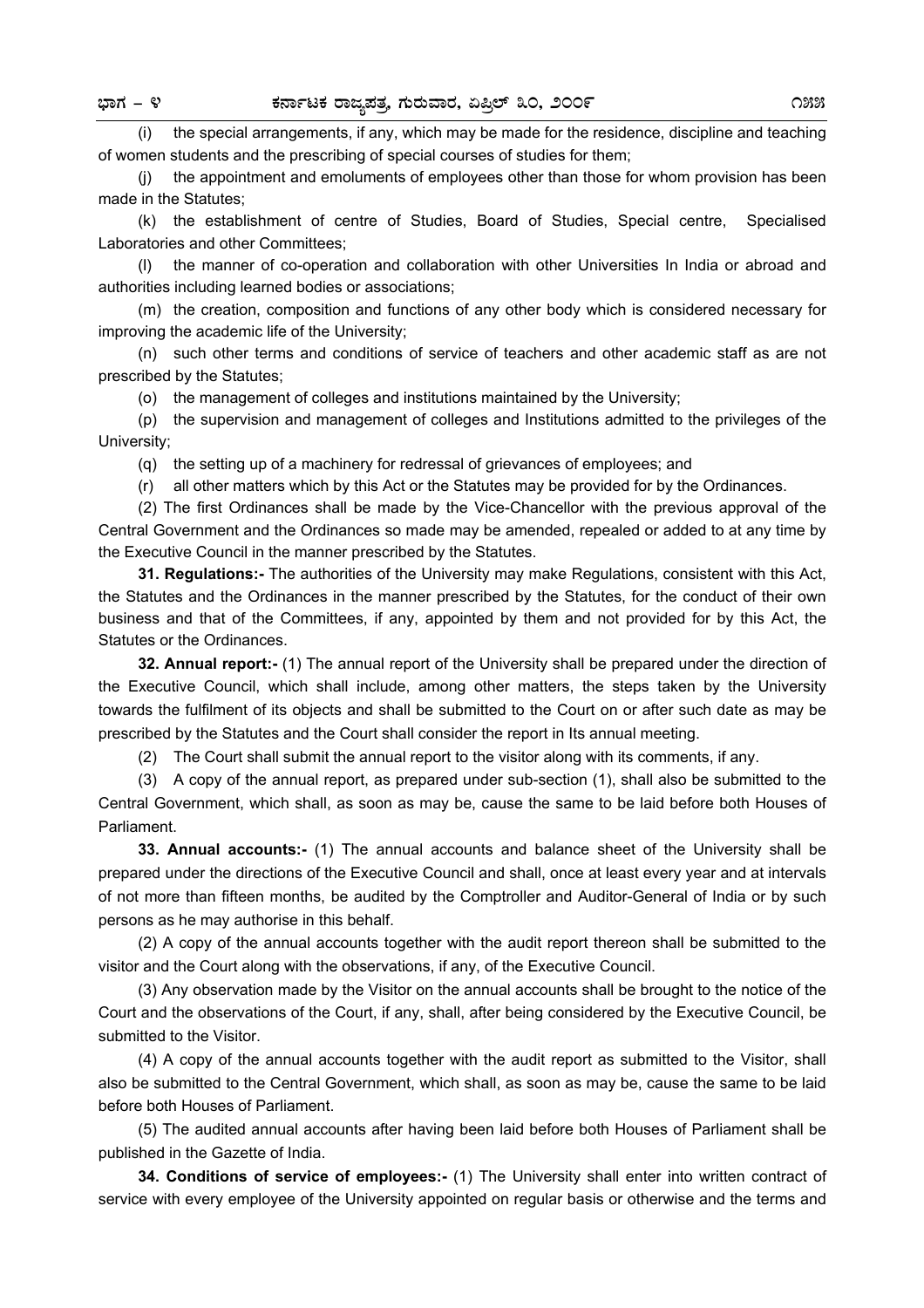(i) the special arrangements, if any, which may be made for the residence, discipline and teaching of women students and the prescribing of special courses of studies for them;

(j) the appointment and emoluments of employees other than those for whom provision has been made in the Statutes;

(k) the establishment of centre of Studies, Board of Studies, Special centre, Specialised Laboratories and other Committees;

(l) the manner of co-operation and collaboration with other Universities In India or abroad and authorities including learned bodies or associations;

(m) the creation, composition and functions of any other body which is considered necessary for improving the academic life of the University;

(n) such other terms and conditions of service of teachers and other academic staff as are not prescribed by the Statutes;

(o) the management of colleges and institutions maintained by the University;

(p) the supervision and management of colleges and Institutions admitted to the privileges of the University;

(q) the setting up of a machinery for redressal of grievances of employees; and

(r) all other matters which by this Act or the Statutes may be provided for by the Ordinances.

(2) The first Ordinances shall be made by the Vice-Chancellor with the previous approval of the Central Government and the Ordinances so made may be amended, repealed or added to at any time by the Executive Council in the manner prescribed by the Statutes.

**31. Regulations:-** The authorities of the University may make Regulations, consistent with this Act, the Statutes and the Ordinances in the manner prescribed by the Statutes, for the conduct of their own business and that of the Committees, if any, appointed by them and not provided for by this Act, the Statutes or the Ordinances.

**32. Annual report:-** (1) The annual report of the University shall be prepared under the direction of the Executive Council, which shall include, among other matters, the steps taken by the University towards the fulfilment of its objects and shall be submitted to the Court on or after such date as may be prescribed by the Statutes and the Court shall consider the report in Its annual meeting.

(2) The Court shall submit the annual report to the visitor along with its comments, if any.

(3) A copy of the annual report, as prepared under sub-section (1), shall also be submitted to the Central Government, which shall, as soon as may be, cause the same to be laid before both Houses of Parliament.

**33. Annual accounts:-** (1) The annual accounts and balance sheet of the University shall be prepared under the directions of the Executive Council and shall, once at least every year and at intervals of not more than fifteen months, be audited by the Comptroller and Auditor-General of India or by such persons as he may authorise in this behalf.

(2) A copy of the annual accounts together with the audit report thereon shall be submitted to the visitor and the Court along with the observations, if any, of the Executive Council.

(3) Any observation made by the Visitor on the annual accounts shall be brought to the notice of the Court and the observations of the Court, if any, shall, after being considered by the Executive Council, be submitted to the Visitor.

(4) A copy of the annual accounts together with the audit report as submitted to the Visitor, shall also be submitted to the Central Government, which shall, as soon as may be, cause the same to be laid before both Houses of Parliament.

(5) The audited annual accounts after having been laid before both Houses of Parliament shall be published in the Gazette of India.

**34. Conditions of service of employees:-** (1) The University shall enter into written contract of service with every employee of the University appointed on regular basis or otherwise and the terms and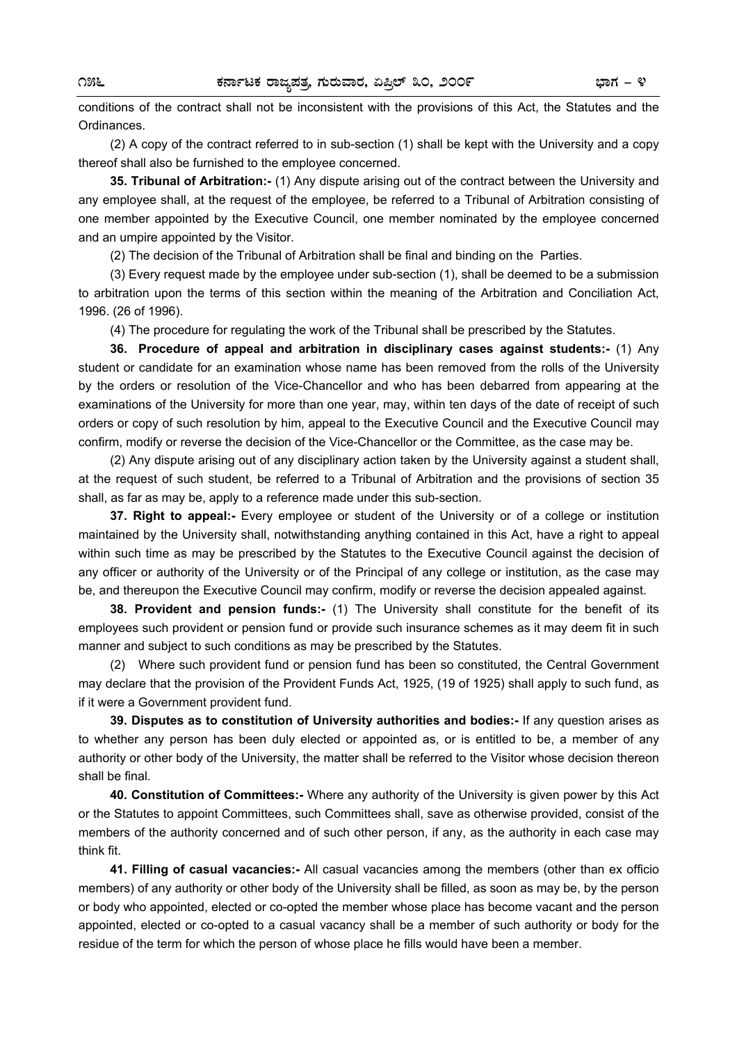conditions of the contract shall not be inconsistent with the provisions of this Act, the Statutes and the Ordinances.

(2) A copy of the contract referred to in sub-section (1) shall be kept with the University and a copy thereof shall also be furnished to the employee concerned.

**35. Tribunal of Arbitration:-** (1) Any dispute arising out of the contract between the University and any employee shall, at the request of the employee, be referred to a Tribunal of Arbitration consisting of one member appointed by the Executive Council, one member nominated by the employee concerned and an umpire appointed by the Visitor.

(2) The decision of the Tribunal of Arbitration shall be final and binding on the Parties.

(3) Every request made by the employee under sub-section (1), shall be deemed to be a submission to arbitration upon the terms of this section within the meaning of the Arbitration and Conciliation Act, 1996. (26 of 1996).

(4) The procedure for regulating the work of the Tribunal shall be prescribed by the Statutes.

**36. Procedure of appeal and arbitration in disciplinary cases against students:-** (1) Any student or candidate for an examination whose name has been removed from the rolls of the University by the orders or resolution of the Vice-Chancellor and who has been debarred from appearing at the examinations of the University for more than one year, may, within ten days of the date of receipt of such orders or copy of such resolution by him, appeal to the Executive Council and the Executive Council may confirm, modify or reverse the decision of the Vice-Chancellor or the Committee, as the case may be.

(2) Any dispute arising out of any disciplinary action taken by the University against a student shall, at the request of such student, be referred to a Tribunal of Arbitration and the provisions of section 35 shall, as far as may be, apply to a reference made under this sub-section.

**37. Right to appeal:-** Every employee or student of the University or of a college or institution maintained by the University shall, notwithstanding anything contained in this Act, have a right to appeal within such time as may be prescribed by the Statutes to the Executive Council against the decision of any officer or authority of the University or of the Principal of any college or institution, as the case may be, and thereupon the Executive Council may confirm, modify or reverse the decision appealed against.

**38. Provident and pension funds:-** (1) The University shall constitute for the benefit of its employees such provident or pension fund or provide such insurance schemes as it may deem fit in such manner and subject to such conditions as may be prescribed by the Statutes.

(2) Where such provident fund or pension fund has been so constituted, the Central Government may declare that the provision of the Provident Funds Act, 1925, (19 of 1925) shall apply to such fund, as if it were a Government provident fund.

**39. Disputes as to constitution of University authorities and bodies:-** If any question arises as to whether any person has been duly elected or appointed as, or is entitled to be, a member of any authority or other body of the University, the matter shall be referred to the Visitor whose decision thereon shall be final.

**40. Constitution of Committees:-** Where any authority of the University is given power by this Act or the Statutes to appoint Committees, such Committees shall, save as otherwise provided, consist of the members of the authority concerned and of such other person, if any, as the authority in each case may think fit.

**41. Filling of casual vacancies:-** All casual vacancies among the members (other than ex officio members) of any authority or other body of the University shall be filled, as soon as may be, by the person or body who appointed, elected or co-opted the member whose place has become vacant and the person appointed, elected or co-opted to a casual vacancy shall be a member of such authority or body for the residue of the term for which the person of whose place he fills would have been a member.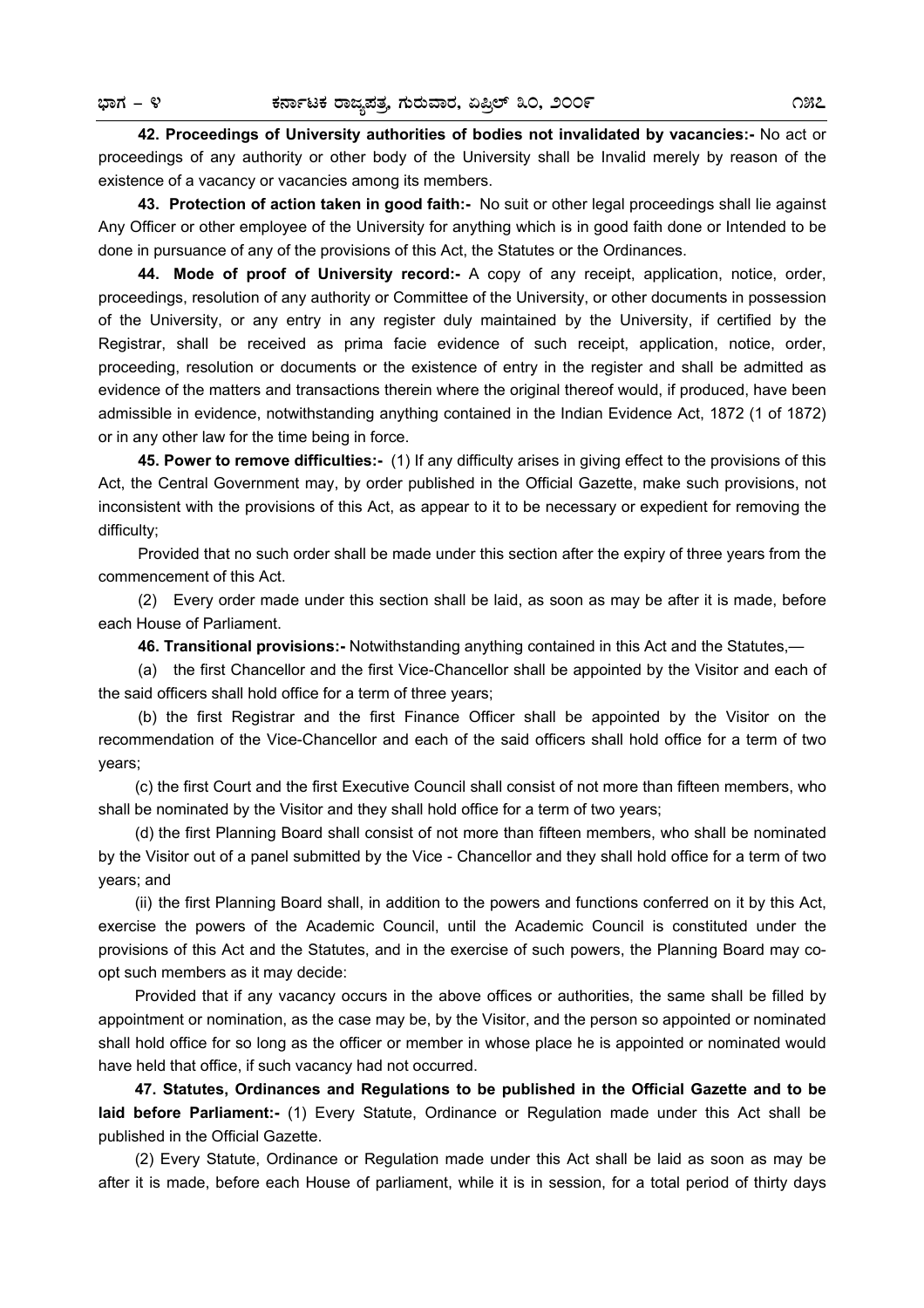**42. Proceedings of University authorities of bodies not invalidated by vacancies:-** No act or proceedings of any authority or other body of the University shall be Invalid merely by reason of the existence of a vacancy or vacancies among its members.

**43. Protection of action taken in good faith:-** No suit or other legal proceedings shall lie against Any Officer or other employee of the University for anything which is in good faith done or Intended to be done in pursuance of any of the provisions of this Act, the Statutes or the Ordinances.

**44. Mode of proof of University record:-** A copy of any receipt, application, notice, order, proceedings, resolution of any authority or Committee of the University, or other documents in possession of the University, or any entry in any register duly maintained by the University, if certified by the Registrar, shall be received as prima facie evidence of such receipt, application, notice, order, proceeding, resolution or documents or the existence of entry in the register and shall be admitted as evidence of the matters and transactions therein where the original thereof would, if produced, have been admissible in evidence, notwithstanding anything contained in the Indian Evidence Act, 1872 (1 of 1872) or in any other law for the time being in force.

**45. Power to remove difficulties:-** (1) If any difficulty arises in giving effect to the provisions of this Act, the Central Government may, by order published in the Official Gazette, make such provisions, not inconsistent with the provisions of this Act, as appear to it to be necessary or expedient for removing the difficulty;

Provided that no such order shall be made under this section after the expiry of three years from the commencement of this Act.

(2) Every order made under this section shall be laid, as soon as may be after it is made, before each House of Parliament.

**46. Transitional provisions:-** Notwithstanding anything contained in this Act and the Statutes,—

(a) the first Chancellor and the first Vice-Chancellor shall be appointed by the Visitor and each of the said officers shall hold office for a term of three years;

(b) the first Registrar and the first Finance Officer shall be appointed by the Visitor on the recommendation of the Vice-Chancellor and each of the said officers shall hold office for a term of two years;

(c) the first Court and the first Executive Council shall consist of not more than fifteen members, who shall be nominated by the Visitor and they shall hold office for a term of two years;

(d) the first Planning Board shall consist of not more than fifteen members, who shall be nominated by the Visitor out of a panel submitted by the Vice - Chancellor and they shall hold office for a term of two years; and

(ii) the first Planning Board shall, in addition to the powers and functions conferred on it by this Act, exercise the powers of the Academic Council, until the Academic Council is constituted under the provisions of this Act and the Statutes, and in the exercise of such powers, the Planning Board may co-opt such members as it may decide:

Provided that if any vacancy occurs in the above offices or authorities, the same shall be filled by appointment or nomination, as the case may be, by the Visitor, and the person so appointed or nominated shall hold office for so long as the officer or member in whose place he is appointed or nominated would have held that office, if such vacancy had not occurred.

**47. Statutes, Ordinances and Regulations to be published in the Official Gazette and to be laid before Parliament:-** (1) Every Statute, Ordinance or Regulation made under this Act shall be published in the Official Gazette.

(2) Every Statute, Ordinance or Regulation made under this Act shall be laid as soon as may be after it is made, before each House of parliament, while it is in session, for a total period of thirty days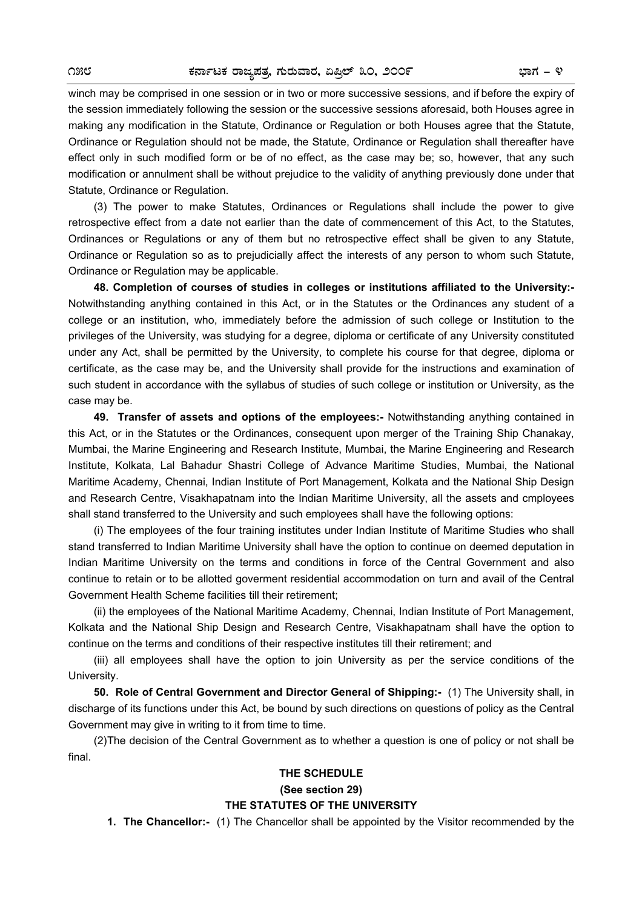winch may be comprised in one session or in two or more successive sessions, and if before the expiry of the session immediately following the session or the successive sessions aforesaid, both Houses agree in making any modification in the Statute, Ordinance or Regulation or both Houses agree that the Statute, Ordinance or Regulation should not be made, the Statute, Ordinance or Regulation shall thereafter have effect only in such modified form or be of no effect, as the case may be; so, however, that any such modification or annulment shall be without prejudice to the validity of anything previously done under that Statute, Ordinance or Regulation.

(3) The power to make Statutes, Ordinances or Regulations shall include the power to give retrospective effect from a date not earlier than the date of commencement of this Act, to the Statutes, Ordinances or Regulations or any of them but no retrospective effect shall be given to any Statute, Ordinance or Regulation so as to prejudicially affect the interests of any person to whom such Statute, Ordinance or Regulation may be applicable.

**48. Completion of courses of studies in colleges or institutions affiliated to the University:-** Notwithstanding anything contained in this Act, or in the Statutes or the Ordinances any student of a college or an institution, who, immediately before the admission of such college or Institution to the privileges of the University, was studying for a degree, diploma or certificate of any University constituted under any Act, shall be permitted by the University, to complete his course for that degree, diploma or certificate, as the case may be, and the University shall provide for the instructions and examination of such student in accordance with the syllabus of studies of such college or institution or University, as the case may be.

**49. Transfer of assets and options of the employees:-** Notwithstanding anything contained in this Act, or in the Statutes or the Ordinances, consequent upon merger of the Training Ship Chanakay, Mumbai, the Marine Engineering and Research Institute, Mumbai, the Marine Engineering and Research Institute, Kolkata, Lal Bahadur Shastri College of Advance Maritime Studies, Mumbai, the National Maritime Academy, Chennai, Indian Institute of Port Management, Kolkata and the National Ship Design and Research Centre, Visakhapatnam into the Indian Maritime University, all the assets and cmployees shall stand transferred to the University and such employees shall have the following options:

(i) The employees of the four training institutes under Indian Institute of Maritime Studies who shall stand transferred to Indian Maritime University shall have the option to continue on deemed deputation in Indian Maritime University on the terms and conditions in force of the Central Government and also continue to retain or to be allotted goverment residential accommodation on turn and avail of the Central Government Health Scheme facilities till their retirement;

(ii) the employees of the National Maritime Academy, Chennai, Indian Institute of Port Management, Kolkata and the National Ship Design and Research Centre, Visakhapatnam shall have the option to continue on the terms and conditions of their respective institutes till their retirement; and

(iii) all employees shall have the option to join University as per the service conditions of the University.

**50. Role of Central Government and Director General of Shipping:-** (1) The University shall, in discharge of its functions under this Act, be bound by such directions on questions of policy as the Central Government may give in writing to it from time to time.

(2)The decision of the Central Government as to whether a question is one of policy or not shall be final.

## THE SCHEDULE

**(See section 29)**

## THE STATUTES OF THE UNIVERSITY

**1. The Chancellor:-** (1) The Chancellor shall be appointed by the Visitor recommended by the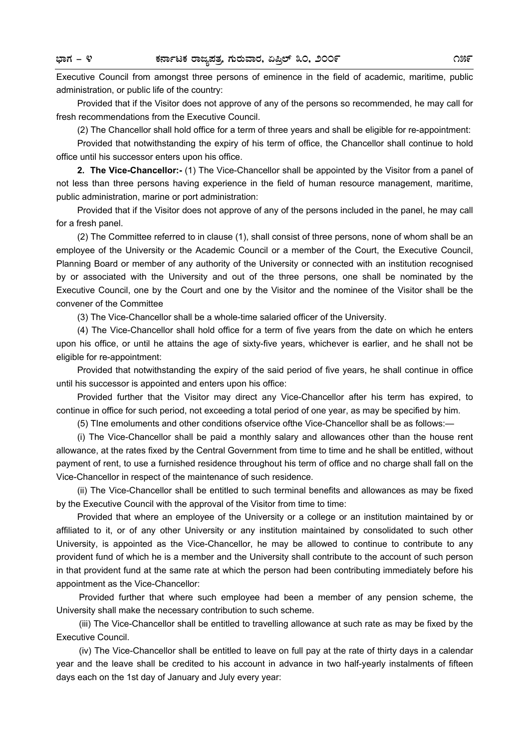Executive Council from amongst three persons of eminence in the field of academic, maritime, public administration, or public life of the country:

Provided that if the Visitor does not approve of any of the persons so recommended, he may call for fresh recommendations from the Executive Council.

(2) The Chancellor shall hold office for a term of three years and shall be eligible for re-appointment:

Provided that notwithstanding the expiry of his term of office, the Chancellor shall continue to hold office until his successor enters upon his office.

**2. The Vice-Chancellor:-** (1) The Vice-Chancellor shall be appointed by the Visitor from a panel of not less than three persons having experience in the field of human resource management, maritime, public administration, marine or port administration:

Provided that if the Visitor does not approve of any of the persons included in the panel, he may call for a fresh panel.

(2) The Committee referred to in clause (1), shall consist of three persons, none of whom shall be an employee of the University or the Academic Council or a member of the Court, the Executive Council, Planning Board or member of any authority of the University or connected with an institution recognised by or associated with the University and out of the three persons, one shall be nominated by the Executive Council, one by the Court and one by the Visitor and the nominee of the Visitor shall be the convener of the Committee

(3) The Vice-Chancellor shall be a whole-time salaried officer of the University.

(4) The Vice-Chancellor shall hold office for a term of five years from the date on which he enters upon his office, or until he attains the age of sixty-five years, whichever is earlier, and he shall not be eligible for re-appointment:

Provided that notwithstanding the expiry of the said period of five years, he shall continue in office until his successor is appointed and enters upon his office:

Provided further that the Visitor may direct any Vice-Chancellor after his term has expired, to continue in office for such period, not exceeding a total period of one year, as may be specified by him.

(5) TIne emoluments and other conditions ofservice ofthe Vice-Chancellor shall be as follows:—

(i) The Vice-Chancellor shall be paid a monthly salary and allowances other than the house rent allowance, at the rates fixed by the Central Government from time to time and he shall be entitled, without payment of rent, to use a furnished residence throughout his term of office and no charge shall fall on the Vice-Chancellor in respect of the maintenance of such residence.

(ii) The Vice-Chancellor shall be entitled to such terminal benefits and allowances as may be fixed by the Executive Council with the approval of the Visitor from time to time:

Provided that where an employee of the University or a college or an institution maintained by or affiliated to it, or of any other University or any institution maintained by consolidated to such other University, is appointed as the Vice-Chancellor, he may be allowed to continue to contribute to any provident fund of which he is a member and the University shall contribute to the account of such person in that provident fund at the same rate at which the person had been contributing immediately before his appointment as the Vice-Chancellor:

Provided further that where such employee had been a member of any pension scheme, the University shall make the necessary contribution to such scheme.

(iii) The Vice-Chancellor shall be entitled to travelling allowance at such rate as may be fixed by the Executive Council.

(iv) The Vice-Chancellor shall be entitled to leave on full pay at the rate of thirty days in a calendar year and the leave shall be credited to his account in advance in two half-yearly instalments of fifteen days each on the 1st day of January and July every year: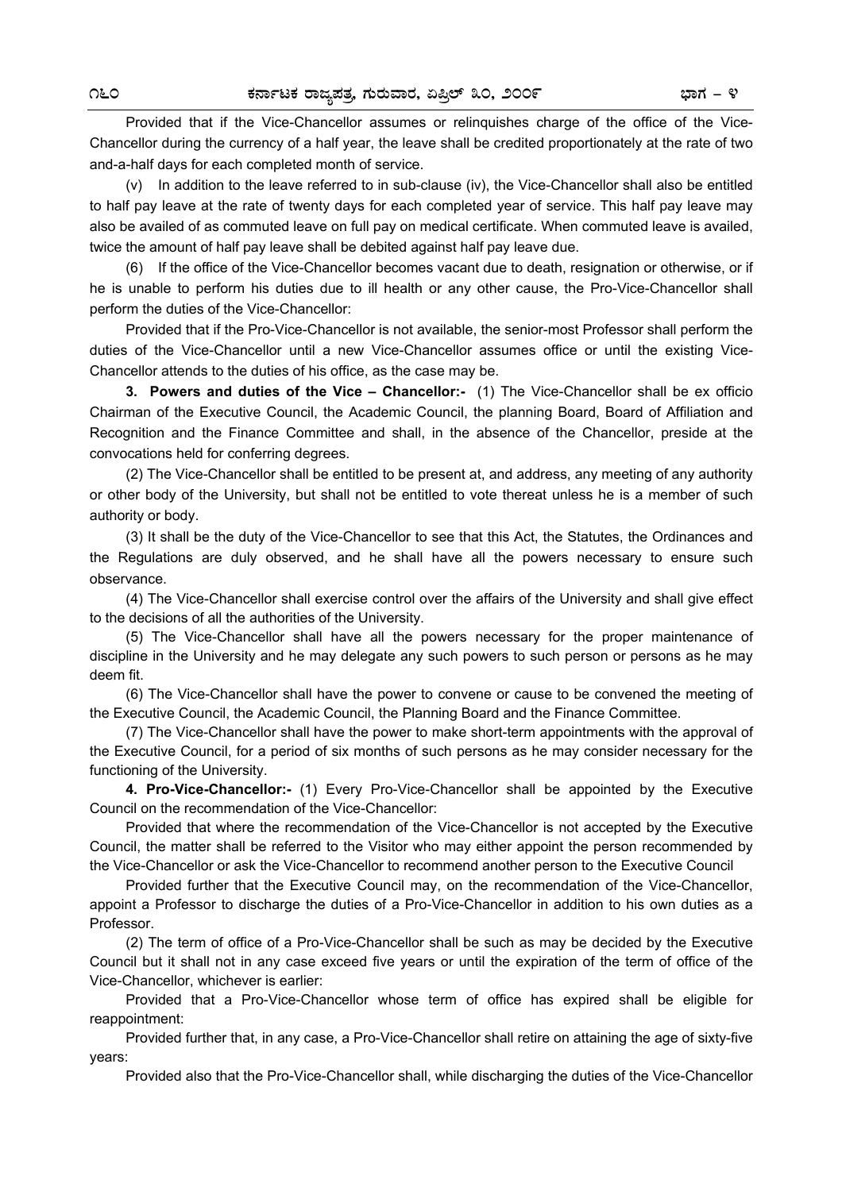Provided that if the Vice-Chancellor assumes or relinquishes charge of the office of the Vice-Chancellor during the currency of a half year, the leave shall be credited proportionately at the rate of two and-a-half days for each completed month of service.

(v) In addition to the leave referred to in sub-clause (iv), the Vice-Chancellor shall also be entitled to half pay leave at the rate of twenty days for each completed year of service. This half pay leave may also be availed of as commuted leave on full pay on medical certificate. When commuted leave is availed, twice the amount of half pay leave shall be debited against half pay leave due.

(6) If the office of the Vice-Chancellor becomes vacant due to death, resignation or otherwise, or if he is unable to perform his duties due to ill health or any other cause, the Pro-Vice-Chancellor shall perform the duties of the Vice-Chancellor:

Provided that if the Pro-Vice-Chancellor is not available, the senior-most Professor shall perform the duties of the Vice-Chancellor until a new Vice-Chancellor assumes office or until the existing Vice-Chancellor attends to the duties of his office, as the case may be.

**3. Powers and duties of the Vice – Chancellor:-** (1) The Vice-Chancellor shall be ex officio Chairman of the Executive Council, the Academic Council, the planning Board, Board of Affiliation and Recognition and the Finance Committee and shall, in the absence of the Chancellor, preside at the convocations held for conferring degrees.

(2) The Vice-Chancellor shall be entitled to be present at, and address, any meeting of any authority or other body of the University, but shall not be entitled to vote thereat unless he is a member of such authority or body.

(3) It shall be the duty of the Vice-Chancellor to see that this Act, the Statutes, the Ordinances and the Regulations are duly observed, and he shall have all the powers necessary to ensure such observance.

(4) The Vice-Chancellor shall exercise control over the affairs of the University and shall give effect to the decisions of all the authorities of the University.

(5) The Vice-Chancellor shall have all the powers necessary for the proper maintenance of discipline in the University and he may delegate any such powers to such person or persons as he may deem fit.

(6) The Vice-Chancellor shall have the power to convene or cause to be convened the meeting of the Executive Council, the Academic Council, the Planning Board and the Finance Committee.

(7) The Vice-Chancellor shall have the power to make short-term appointments with the approval of the Executive Council, for a period of six months of such persons as he may consider necessary for the functioning of the University.

**4. Pro-Vice-Chancellor:-** (1) Every Pro-Vice-Chancellor shall be appointed by the Executive Council on the recommendation of the Vice-Chancellor:

Provided that where the recommendation of the Vice-Chancellor is not accepted by the Executive Council, the matter shall be referred to the Visitor who may either appoint the person recommended by the Vice-Chancellor or ask the Vice-Chancellor to recommend another person to the Executive Council

Provided further that the Executive Council may, on the recommendation of the Vice-Chancellor, appoint a Professor to discharge the duties of a Pro-Vice-Chancellor in addition to his own duties as a Professor.

(2) The term of office of a Pro-Vice-Chancellor shall be such as may be decided by the Executive Council but it shall not in any case exceed five years or until the expiration of the term of office of the Vice-Chancellor, whichever is earlier:

Provided that a Pro-Vice-Chancellor whose term of office has expired shall be eligible for reappointment:

Provided further that, in any case, a Pro-Vice-Chancellor shall retire on attaining the age of sixty-five years:

Provided also that the Pro-Vice-Chancellor shall, while discharging the duties of the Vice-Chancellor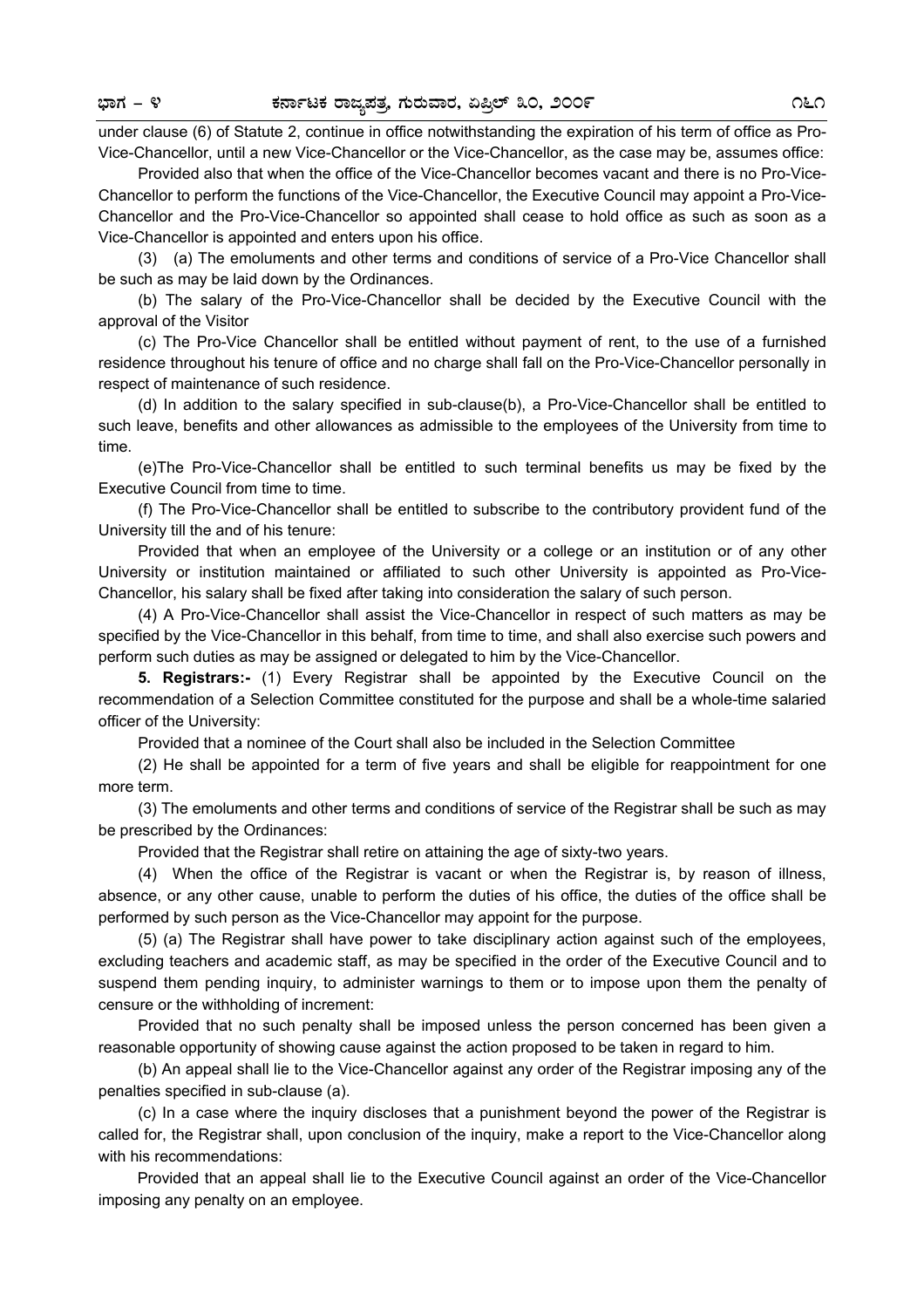under clause (6) of Statute 2, continue in office notwithstanding the expiration of his term of office as Pro-Vice-Chancellor, until a new Vice-Chancellor or the Vice-Chancellor, as the case may be, assumes office:

Provided also that when the office of the Vice-Chancellor becomes vacant and there is no Pro-Vice-Chancellor to perform the functions of the Vice-Chancellor, the Executive Council may appoint a Pro-Vice-Chancellor and the Pro-Vice-Chancellor so appointed shall cease to hold office as such as soon as a Vice-Chancellor is appointed and enters upon his office.

(3) (a) The emoluments and other terms and conditions of service of a Pro-Vice Chancellor shall be such as may be laid down by the Ordinances.

(b) The salary of the Pro-Vice-Chancellor shall be decided by the Executive Council with the approval of the Visitor

(c) The Pro-Vice Chancellor shall be entitled without payment of rent, to the use of a furnished residence throughout his tenure of office and no charge shall fall on the Pro-Vice-Chancellor personally in respect of maintenance of such residence.

(d) In addition to the salary specified in sub-clause(b), a Pro-Vice-Chancellor shall be entitled to such leave, benefits and other allowances as admissible to the employees of the University from time to time.

(e)The Pro-Vice-Chancellor shall be entitled to such terminal benefits us may be fixed by the Executive Council from time to time.

(f) The Pro-Vice-Chancellor shall be entitled to subscribe to the contributory provident fund of the University till the and of his tenure:

Provided that when an employee of the University or a college or an institution or of any other University or institution maintained or affiliated to such other University is appointed as Pro-Vice-Chancellor, his salary shall be fixed after taking into consideration the salary of such person.

(4) A Pro-Vice-Chancellor shall assist the Vice-Chancellor in respect of such matters as may be specified by the Vice-Chancellor in this behalf, from time to time, and shall also exercise such powers and perform such duties as may be assigned or delegated to him by the Vice-Chancellor.

**5. Registrars:-** (1) Every Registrar shall be appointed by the Executive Council on the recommendation of a Selection Committee constituted for the purpose and shall be a whole-time salaried officer of the University:

Provided that a nominee of the Court shall also be included in the Selection Committee

(2) He shall be appointed for a term of five years and shall be eligible for reappointment for one more term.

(3) The emoluments and other terms and conditions of service of the Registrar shall be such as may be prescribed by the Ordinances:

Provided that the Registrar shall retire on attaining the age of sixty-two years.

(4) When the office of the Registrar is vacant or when the Registrar is, by reason of illness, absence, or any other cause, unable to perform the duties of his office, the duties of the office shall be performed by such person as the Vice-Chancellor may appoint for the purpose.

(5) (a) The Registrar shall have power to take disciplinary action against such of the employees, excluding teachers and academic staff, as may be specified in the order of the Executive Council and to suspend them pending inquiry, to administer warnings to them or to impose upon them the penalty of censure or the withholding of increment:

Provided that no such penalty shall be imposed unless the person concerned has been given a reasonable opportunity of showing cause against the action proposed to be taken in regard to him.

(b) An appeal shall lie to the Vice-Chancellor against any order of the Registrar imposing any of the penalties specified in sub-clause (a).

(c) In a case where the inquiry discloses that a punishment beyond the power of the Registrar is called for, the Registrar shall, upon conclusion of the inquiry, make a report to the Vice-Chancellor along with his recommendations:

Provided that an appeal shall lie to the Executive Council against an order of the Vice-Chancellor imposing any penalty on an employee.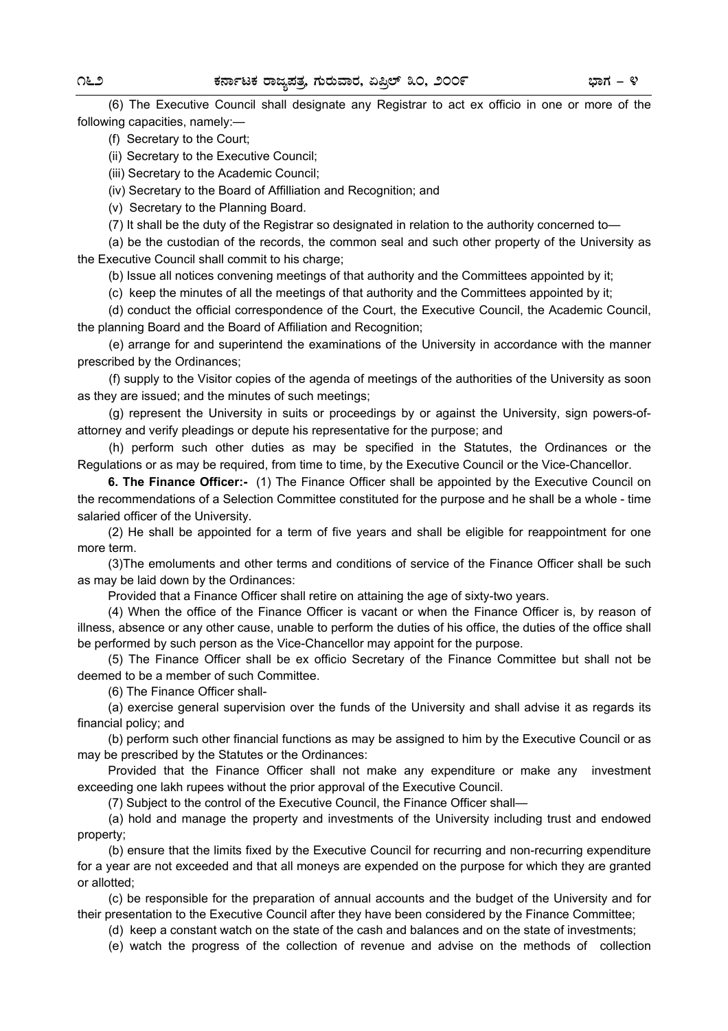(6) The Executive Council shall designate any Registrar to act ex officio in one or more of the following capacities, namely:—

(f) Secretary to the Court;

(ii) Secretary to the Executive Council;

(iii) Secretary to the Academic Council;

(iv) Secretary to the Board of Affilliation and Recognition; and

(v) Secretary to the Planning Board.

(7) It shall be the duty of the Registrar so designated in relation to the authority concerned to—

(a) be the custodian of the records, the common seal and such other property of the University as the Executive Council shall commit to his charge;

(b) Issue all notices convening meetings of that authority and the Committees appointed by it;

(c) keep the minutes of all the meetings of that authority and the Committees appointed by it;

(d) conduct the official correspondence of the Court, the Executive Council, the Academic Council, the planning Board and the Board of Affiliation and Recognition;

(e) arrange for and superintend the examinations of the University in accordance with the manner prescribed by the Ordinances;

(f) supply to the Visitor copies of the agenda of meetings of the authorities of the University as soon as they are issued; and the minutes of such meetings;

(g) represent the University in suits or proceedings by or against the University, sign powers-of-attorney and verify pleadings or depute his representative for the purpose; and

(h) perform such other duties as may be specified in the Statutes, the Ordinances or the Regulations or as may be required, from time to time, by the Executive Council or the Vice-Chancellor.

**6. The Finance Officer:-** (1) The Finance Officer shall be appointed by the Executive Council on the recommendations of a Selection Committee constituted for the purpose and he shall be a whole - time salaried officer of the University.

(2) He shall be appointed for a term of five years and shall be eligible for reappointment for one more term.

(3)The emoluments and other terms and conditions of service of the Finance Officer shall be such as may be laid down by the Ordinances:

Provided that a Finance Officer shall retire on attaining the age of sixty-two years.

(4) When the office of the Finance Officer is vacant or when the Finance Officer is, by reason of illness, absence or any other cause, unable to perform the duties of his office, the duties of the office shall be performed by such person as the Vice-Chancellor may appoint for the purpose.

(5) The Finance Officer shall be ex officio Secretary of the Finance Committee but shall not be deemed to be a member of such Committee.

(6) The Finance Officer shall-

(a) exercise general supervision over the funds of the University and shall advise it as regards its financial policy; and

(b) perform such other financial functions as may be assigned to him by the Executive Council or as may be prescribed by the Statutes or the Ordinances:

Provided that the Finance Officer shall not make any expenditure or make any investment exceeding one lakh rupees without the prior approval of the Executive Council.

(7) Subject to the control of the Executive Council, the Finance Officer shall—

(a) hold and manage the property and investments of the University including trust and endowed property;

(b) ensure that the limits fixed by the Executive Council for recurring and non-recurring expenditure for a year are not exceeded and that all moneys are expended on the purpose for which they are granted or allotted;

(c) be responsible for the preparation of annual accounts and the budget of the University and for their presentation to the Executive Council after they have been considered by the Finance Committee;

(d) keep a constant watch on the state of the cash and balances and on the state of investments;

(e) watch the progress of the collection of revenue and advise on the methods of collection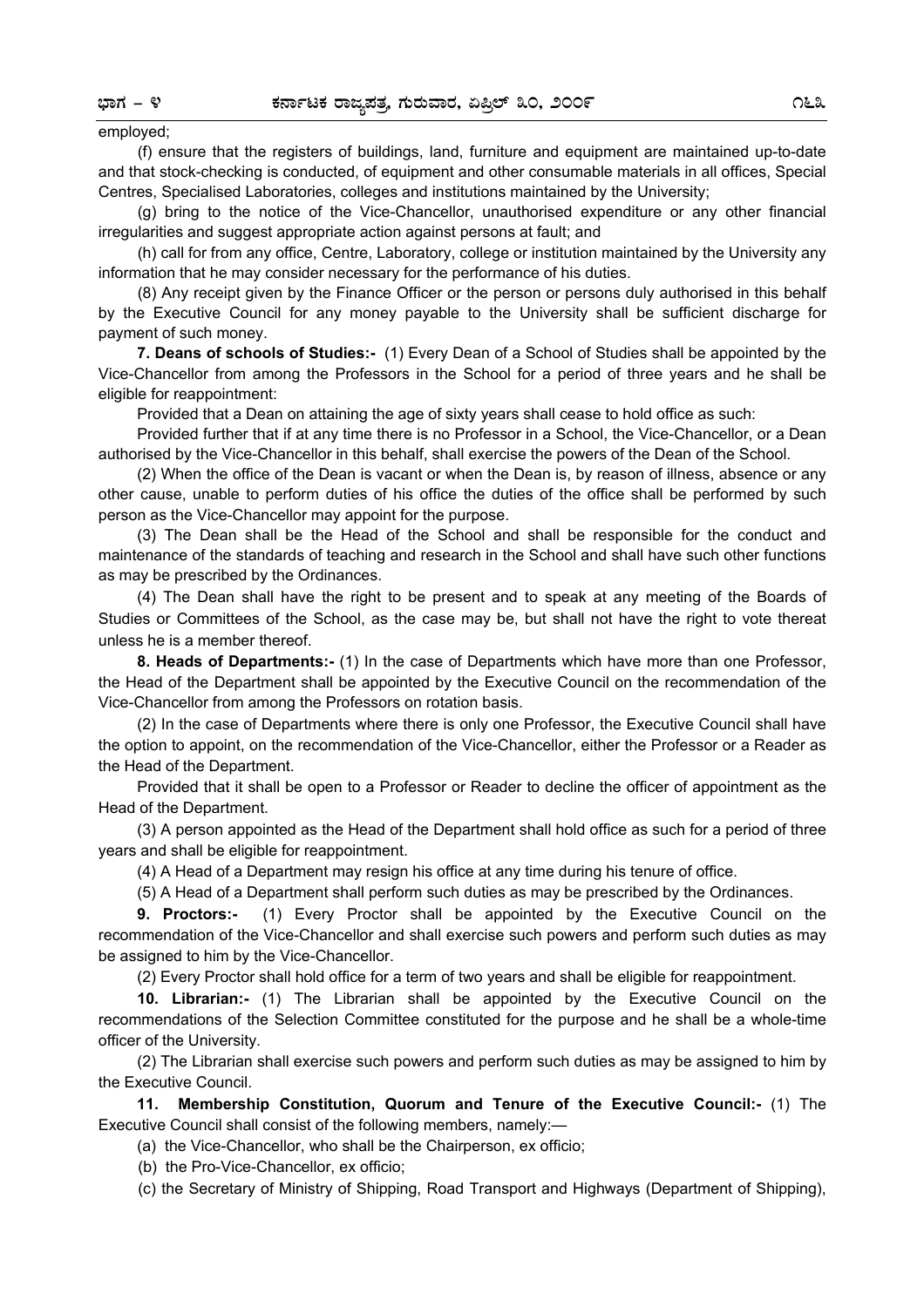employed;

(f) ensure that the registers of buildings, land, furniture and equipment are maintained up-to-date and that stock-checking is conducted, of equipment and other consumable materials in all offices, Special Centres, Specialised Laboratories, colleges and institutions maintained by the University;

(g) bring to the notice of the Vice-Chancellor, unauthorised expenditure or any other financial irregularities and suggest appropriate action against persons at fault; and

(h) call for from any office, Centre, Laboratory, college or institution maintained by the University any information that he may consider necessary for the performance of his duties.

(8) Any receipt given by the Finance Officer or the person or persons duly authorised in this behalf by the Executive Council for any money payable to the University shall be sufficient discharge for payment of such money.

**7. Deans of schools of Studies:-** (1) Every Dean of a School of Studies shall be appointed by the Vice-Chancellor from among the Professors in the School for a period of three years and he shall be eligible for reappointment:

Provided that a Dean on attaining the age of sixty years shall cease to hold office as such:

Provided further that if at any time there is no Professor in a School, the Vice-Chancellor, or a Dean authorised by the Vice-Chancellor in this behalf, shall exercise the powers of the Dean of the School.

(2) When the office of the Dean is vacant or when the Dean is, by reason of illness, absence or any other cause, unable to perform duties of his office the duties of the office shall be performed by such person as the Vice-Chancellor may appoint for the purpose.

(3) The Dean shall be the Head of the School and shall be responsible for the conduct and maintenance of the standards of teaching and research in the School and shall have such other functions as may be prescribed by the Ordinances.

(4) The Dean shall have the right to be present and to speak at any meeting of the Boards of Studies or Committees of the School, as the case may be, but shall not have the right to vote thereat unless he is a member thereof.

**8. Heads of Departments:-** (1) In the case of Departments which have more than one Professor, the Head of the Department shall be appointed by the Executive Council on the recommendation of the Vice-Chancellor from among the Professors on rotation basis.

(2) In the case of Departments where there is only one Professor, the Executive Council shall have the option to appoint, on the recommendation of the Vice-Chancellor, either the Professor or a Reader as the Head of the Department.

Provided that it shall be open to a Professor or Reader to decline the officer of appointment as the Head of the Department.

(3) A person appointed as the Head of the Department shall hold office as such for a period of three years and shall be eligible for reappointment.

(4) A Head of a Department may resign his office at any time during his tenure of office.

(5) A Head of a Department shall perform such duties as may be prescribed by the Ordinances.

**9. Proctors:-** (1) Every Proctor shall be appointed by the Executive Council on the recommendation of the Vice-Chancellor and shall exercise such powers and perform such duties as may be assigned to him by the Vice-Chancellor.

(2) Every Proctor shall hold office for a term of two years and shall be eligible for reappointment.

**10. Librarian:-** (1) The Librarian shall be appointed by the Executive Council on the recommendations of the Selection Committee constituted for the purpose and he shall be a whole-time officer of the University.

(2) The Librarian shall exercise such powers and perform such duties as may be assigned to him by the Executive Council.

**11. Membership Constitution, Quorum and Tenure of the Executive Council:-** (1) The Executive Council shall consist of the following members, namely:—

(a) the Vice-Chancellor, who shall be the Chairperson, ex officio;

(b) the Pro-Vice-Chancellor, ex officio;

(c) the Secretary of Ministry of Shipping, Road Transport and Highways (Department of Shipping),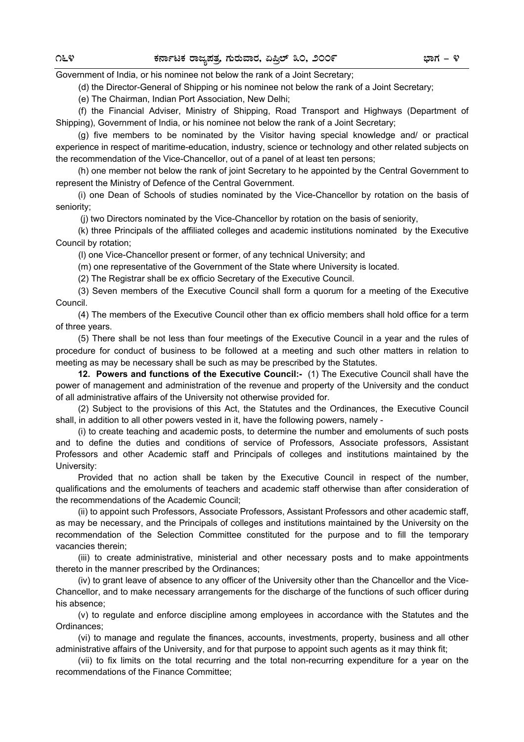Government of India, or his nominee not below the rank of a Joint Secretary;

(d) the Director-General of Shipping or his nominee not below the rank of a Joint Secretary;

(e) The Chairman, Indian Port Association, New Delhi;

(f) the Financial Adviser, Ministry of Shipping, Road Transport and Highways (Department of Shipping), Government of India, or his nominee not below the rank of a Joint Secretary;

(g) five members to be nominated by the Visitor having special knowledge and/ or practical experience in respect of maritime-education, industry, science or technology and other related subjects on the recommendation of the Vice-Chancellor, out of a panel of at least ten persons;

(h) one member not below the rank of joint Secretary to he appointed by the Central Government to represent the Ministry of Defence of the Central Government.

(i) one Dean of Schools of studies nominated by the Vice-Chancellor by rotation on the basis of seniority;

(j) two Directors nominated by the Vice-Chancellor by rotation on the basis of seniority,

(k) three Principals of the affiliated colleges and academic institutions nominated by the Executive Council by rotation;

(l) one Vice-Chancellor present or former, of any technical University; and

(m) one representative of the Government of the State where University is located.

(2) The Registrar shall be ex officio Secretary of the Executive Council.

(3) Seven members of the Executive Council shall form a quorum for a meeting of the Executive Council.

(4) The members of the Executive Council other than ex officio members shall hold office for a term of three years.

(5) There shall be not less than four meetings of the Executive Council in a year and the rules of procedure for conduct of business to be followed at a meeting and such other matters in relation to meeting as may be necessary shall be such as may be prescribed by the Statutes.

**12. Powers and functions of the Executive Council:-** (1) The Executive Council shall have the power of management and administration of the revenue and property of the University and the conduct of all administrative affairs of the University not otherwise provided for.

(2) Subject to the provisions of this Act, the Statutes and the Ordinances, the Executive Council shall, in addition to all other powers vested in it, have the following powers, namely -

(i) to create teaching and academic posts, to determine the number and emoluments of such posts and to define the duties and conditions of service of Professors, Associate professors, Assistant Professors and other Academic staff and Principals of colleges and institutions maintained by the University:

Provided that no action shall be taken by the Executive Council in respect of the number, qualifications and the emoluments of teachers and academic staff otherwise than after consideration of the recommendations of the Academic Council;

(ii) to appoint such Professors, Associate Professors, Assistant Professors and other academic staff, as may be necessary, and the Principals of colleges and institutions maintained by the University on the recommendation of the Selection Committee constituted for the purpose and to fill the temporary vacancies therein;

(iii) to create administrative, ministerial and other necessary posts and to make appointments thereto in the manner prescribed by the Ordinances;

(iv) to grant leave of absence to any officer of the University other than the Chancellor and the Vice-Chancellor, and to make necessary arrangements for the discharge of the functions of such officer during his absence;

(v) to regulate and enforce discipline among employees in accordance with the Statutes and the Ordinances;

(vi) to manage and regulate the finances, accounts, investments, property, business and all other administrative affairs of the University, and for that purpose to appoint such agents as it may think fit;

(vii) to fix limits on the total recurring and the total non-recurring expenditure for a year on the recommendations of the Finance Committee;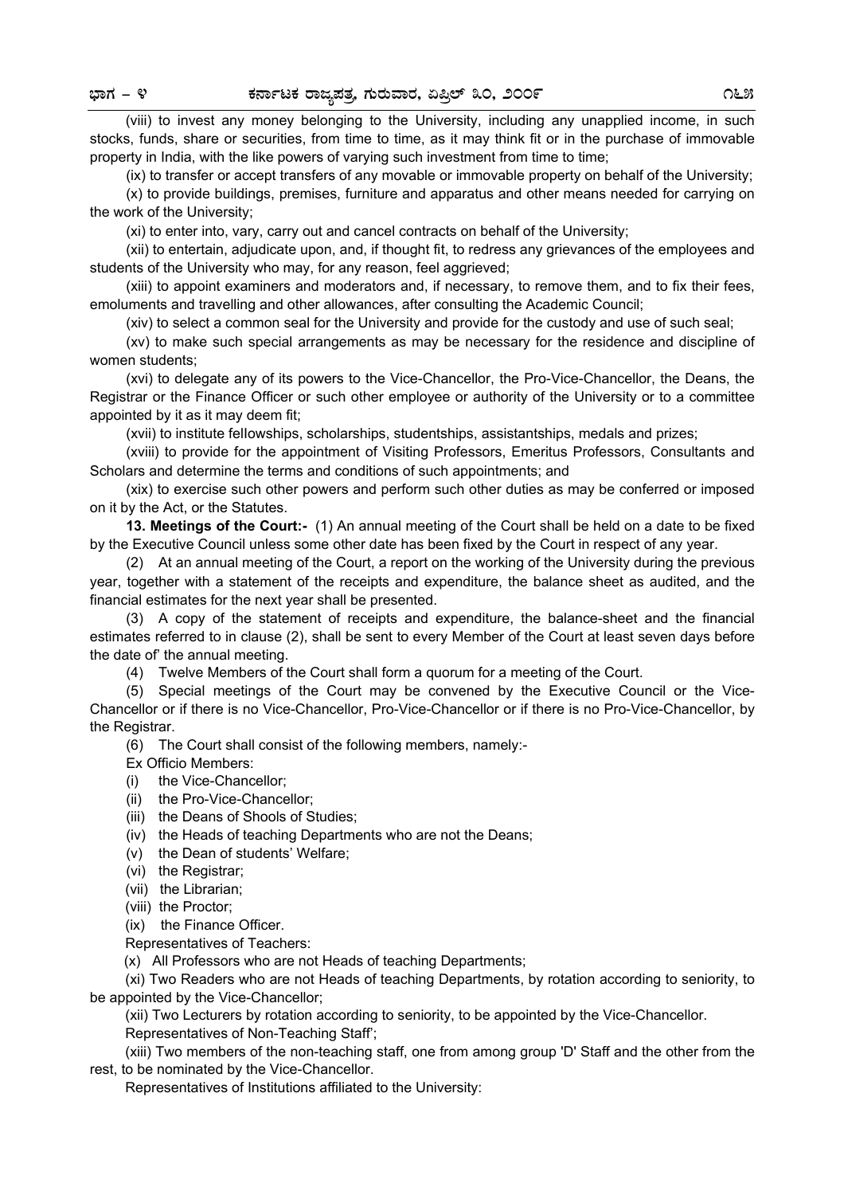(viii) to invest any money belonging to the University, including any unapplied income, in such stocks, funds, share or securities, from time to time, as it may think fit or in the purchase of immovable property in India, with the like powers of varying such investment from time to time;

(ix) to transfer or accept transfers of any movable or immovable property on behalf of the University;

(x) to provide buildings, premises, furniture and apparatus and other means needed for carrying on the work of the University;

(xi) to enter into, vary, carry out and cancel contracts on behalf of the University;

(xii) to entertain, adjudicate upon, and, if thought fit, to redress any grievances of the employees and students of the University who may, for any reason, feel aggrieved;

(xiii) to appoint examiners and moderators and, if necessary, to remove them, and to fix their fees, emoluments and travelling and other allowances, after consulting the Academic Council;

(xiv) to select a common seal for the University and provide for the custody and use of such seal;

(xv) to make such special arrangements as may be necessary for the residence and discipline of women students;

(xvi) to delegate any of its powers to the Vice-Chancellor, the Pro-Vice-Chancellor, the Deans, the Registrar or the Finance Officer or such other employee or authority of the University or to a committee appointed by it as it may deem fit;

(xvii) to institute fellowships, scholarships, studentships, assistantships, medals and prizes;

(xviii) to provide for the appointment of Visiting Professors, Emeritus Professors, Consultants and Scholars and determine the terms and conditions of such appointments; and

(xix) to exercise such other powers and perform such other duties as may be conferred or imposed on it by the Act, or the Statutes.

**13. Meetings of the Court:-** (1) An annual meeting of the Court shall be held on a date to be fixed by the Executive Council unless some other date has been fixed by the Court in respect of any year.

(2) At an annual meeting of the Court, a report on the working of the University during the previous year, together with a statement of the receipts and expenditure, the balance sheet as audited, and the financial estimates for the next year shall be presented.

(3) A copy of the statement of receipts and expenditure, the balance-sheet and the financial estimates referred to in clause (2), shall be sent to every Member of the Court at least seven days before the date of' the annual meeting.

(4) Twelve Members of the Court shall form a quorum for a meeting of the Court.

(5) Special meetings of the Court may be convened by the Executive Council or the Vice-Chancellor or if there is no Vice-Chancellor, Pro-Vice-Chancellor or if there is no Pro-Vice-Chancellor, by the Registrar.

(6) The Court shall consist of the following members, namely:-

Ex Officio Members:

(i) the Vice-Chancellor;

(ii) the Pro-Vice-Chancellor;

(iii) the Deans of Shools of Studies;

(iv) the Heads of teaching Departments who are not the Deans;

(v) the Dean of students' Welfare;

(vi) the Registrar;

(vii) the Librarian;

(viii) the Proctor;

(ix) the Finance Officer.

Representatives of Teachers:

(x) All Professors who are not Heads of teaching Departments;

(xi) Two Readers who are not Heads of teaching Departments, by rotation according to seniority, to be appointed by the Vice-Chancellor;

(xii) Two Lecturers by rotation according to seniority, to be appointed by the Vice-Chancellor.

Representatives of Non-Teaching Staff';

(xiii) Two members of the non-teaching staff, one from among group 'D' Staff and the other from the rest, to be nominated by the Vice-Chancellor.

Representatives of Institutions affiliated to the University: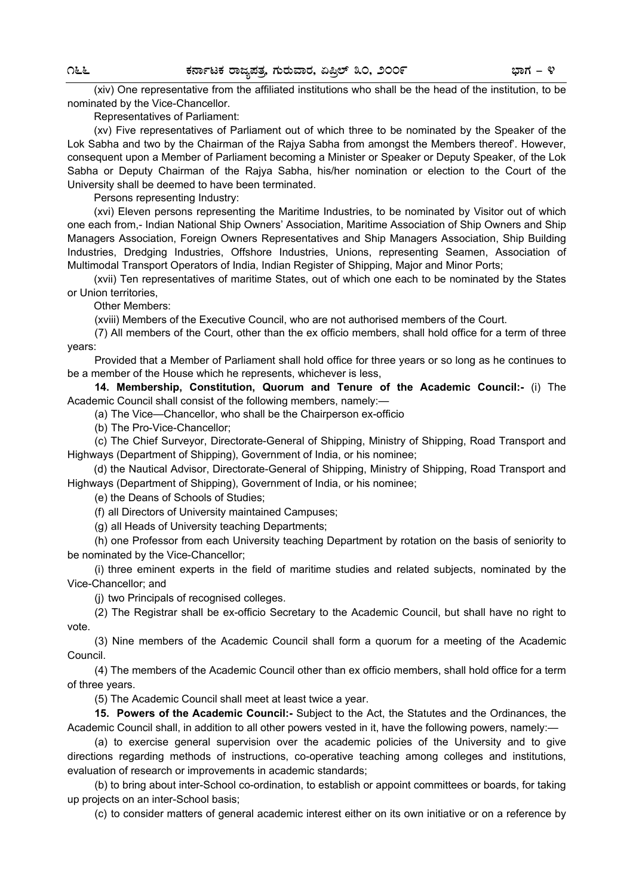(xiv) One representative from the affiliated institutions who shall be the head of the institution, to be nominated by the Vice-Chancellor.

Representatives of Parliament:

(xv) Five representatives of Parliament out of which three to be nominated by the Speaker of the Lok Sabha and two by the Chairman of the Rajya Sabha from amongst the Members thereof'. However, consequent upon a Member of Parliament becoming a Minister or Speaker or Deputy Speaker, of the Lok Sabha or Deputy Chairman of the Rajya Sabha, his/her nomination or election to the Court of the University shall be deemed to have been terminated.

Persons representing Industry:

(xvi) Eleven persons representing the Maritime Industries, to be nominated by Visitor out of which one each from,- Indian National Ship Owners' Association, Maritime Association of Ship Owners and Ship Managers Association, Foreign Owners Representatives and Ship Managers Association, Ship Building Industries, Dredging Industries, Offshore Industries, Unions, representing Seamen, Association of Multimodal Transport Operators of India, Indian Register of Shipping, Major and Minor Ports;

(xvii) Ten representatives of maritime States, out of which one each to be nominated by the States or Union territories,

Other Members:

(xviii) Members of the Executive Council, who are not authorised members of the Court.

(7) All members of the Court, other than the ex officio members, shall hold office for a term of three years:

Provided that a Member of Parliament shall hold office for three years or so long as he continues to be a member of the House which he represents, whichever is less,

**14. Membership, Constitution, Quorum and Tenure of the Academic Council:-** (i) The Academic Council shall consist of the following members, namely:—

(a) The Vice—Chancellor, who shall be the Chairperson ex-officio

(b) The Pro-Vice-Chancellor;

(c) The Chief Surveyor, Directorate-General of Shipping, Ministry of Shipping, Road Transport and Highways (Department of Shipping), Government of India, or his nominee;

(d) the Nautical Advisor, Directorate-General of Shipping, Ministry of Shipping, Road Transport and Highways (Department of Shipping), Government of India, or his nominee;

(e) the Deans of Schools of Studies;

(f) all Directors of University maintained Campuses;

(g) all Heads of University teaching Departments;

(h) one Professor from each University teaching Department by rotation on the basis of seniority to be nominated by the Vice-Chancellor;

(i) three eminent experts in the field of maritime studies and related subjects, nominated by the Vice-Chancellor; and

(j) two Principals of recognised colleges.

(2) The Registrar shall be ex-officio Secretary to the Academic Council, but shall have no right to vote.

(3) Nine members of the Academic Council shall form a quorum for a meeting of the Academic Council.

(4) The members of the Academic Council other than ex officio members, shall hold office for a term of three years.

(5) The Academic Council shall meet at least twice a year.

**15. Powers of the Academic Council:-** Subject to the Act, the Statutes and the Ordinances, the Academic Council shall, in addition to all other powers vested in it, have the following powers, namely:—

(a) to exercise general supervision over the academic policies of the University and to give directions regarding methods of instructions, co-operative teaching among colleges and institutions, evaluation of research or improvements in academic standards;

(b) to bring about inter-School co-ordination, to establish or appoint committees or boards, for taking up projects on an inter-School basis;

(c) to consider matters of general academic interest either on its own initiative or on a reference by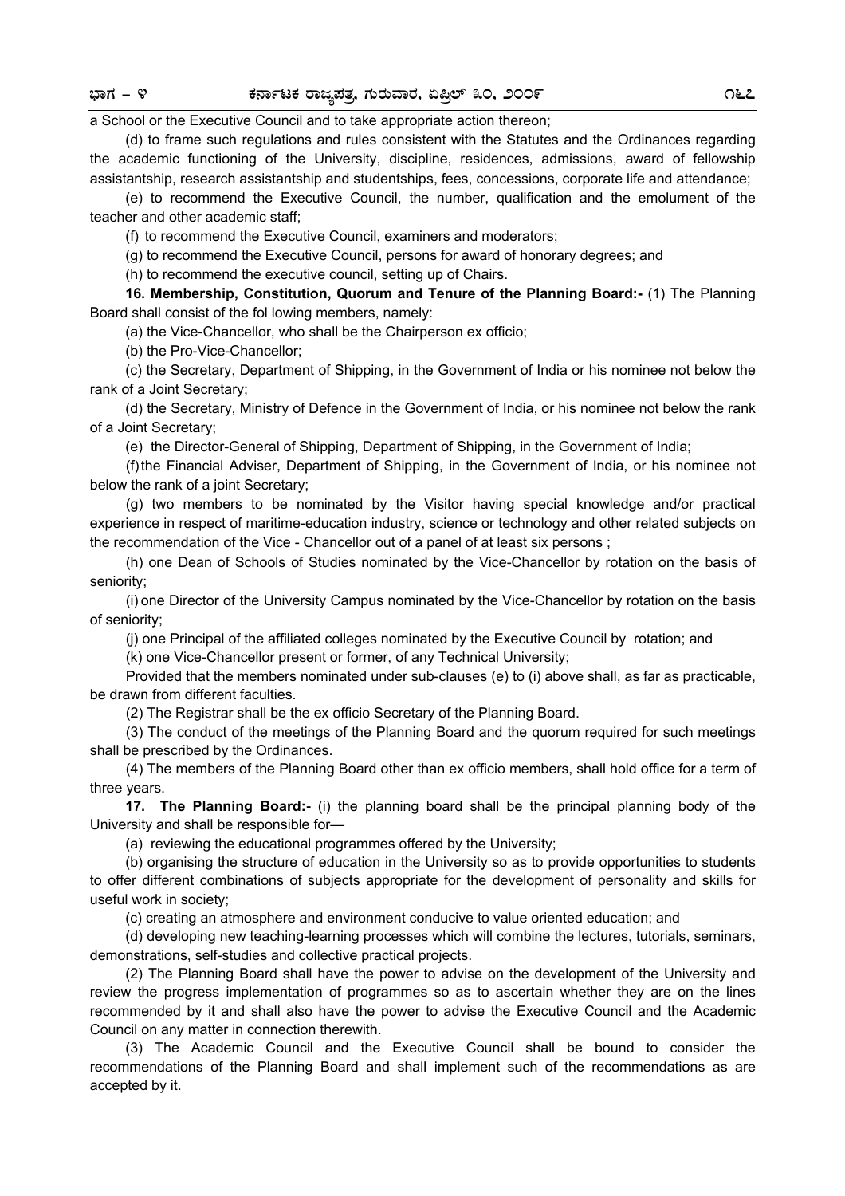a School or the Executive Council and to take appropriate action thereon;

(d) to frame such regulations and rules consistent with the Statutes and the Ordinances regarding the academic functioning of the University, discipline, residences, admissions, award of fellowship assistantship, research assistantship and studentships, fees, concessions, corporate life and attendance;

(e) to recommend the Executive Council, the number, qualification and the emolument of the teacher and other academic staff;

(f) to recommend the Executive Council, examiners and moderators;

(g) to recommend the Executive Council, persons for award of honorary degrees; and

(h) to recommend the executive council, setting up of Chairs.

**16. Membership, Constitution, Quorum and Tenure of the Planning Board:-** (1) The Planning Board shall consist of the fol lowing members, namely:

(a) the Vice-Chancellor, who shall be the Chairperson ex officio;

(b) the Pro-Vice-Chancellor;

(c) the Secretary, Department of Shipping, in the Government of India or his nominee not below the rank of a Joint Secretary;

(d) the Secretary, Ministry of Defence in the Government of India, or his nominee not below the rank of a Joint Secretary;

(e) the Director-General of Shipping, Department of Shipping, in the Government of India;

(f) the Financial Adviser, Department of Shipping, in the Government of India, or his nominee not below the rank of a joint Secretary;

(g) two members to be nominated by the Visitor having special knowledge and/or practical experience in respect of maritime-education industry, science or technology and other related subjects on the recommendation of the Vice - Chancellor out of a panel of at least six persons ;

(h) one Dean of Schools of Studies nominated by the Vice-Chancellor by rotation on the basis of seniority;

(i) one Director of the University Campus nominated by the Vice-Chancellor by rotation on the basis of seniority;

(j) one Principal of the affiliated colleges nominated by the Executive Council by rotation; and

(k) one Vice-Chancellor present or former, of any Technical University;

Provided that the members nominated under sub-clauses (e) to (i) above shall, as far as practicable, be drawn from different faculties.

(2) The Registrar shall be the ex officio Secretary of the Planning Board.

(3) The conduct of the meetings of the Planning Board and the quorum required for such meetings shall be prescribed by the Ordinances.

(4) The members of the Planning Board other than ex officio members, shall hold office for a term of three years.

**17. The Planning Board:-** (i) the planning board shall be the principal planning body of the University and shall be responsible for—

(a) reviewing the educational programmes offered by the University;

(b) organising the structure of education in the University so as to provide opportunities to students to offer different combinations of subjects appropriate for the development of personality and skills for useful work in society;

(c) creating an atmosphere and environment conducive to value oriented education; and

(d) developing new teaching-learning processes which will combine the lectures, tutorials, seminars, demonstrations, self-studies and collective practical projects.

(2) The Planning Board shall have the power to advise on the development of the University and review the progress implementation of programmes so as to ascertain whether they are on the lines recommended by it and shall also have the power to advise the Executive Council and the Academic Council on any matter in connection therewith.

(3) The Academic Council and the Executive Council shall be bound to consider the recommendations of the Planning Board and shall implement such of the recommendations as are accepted by it.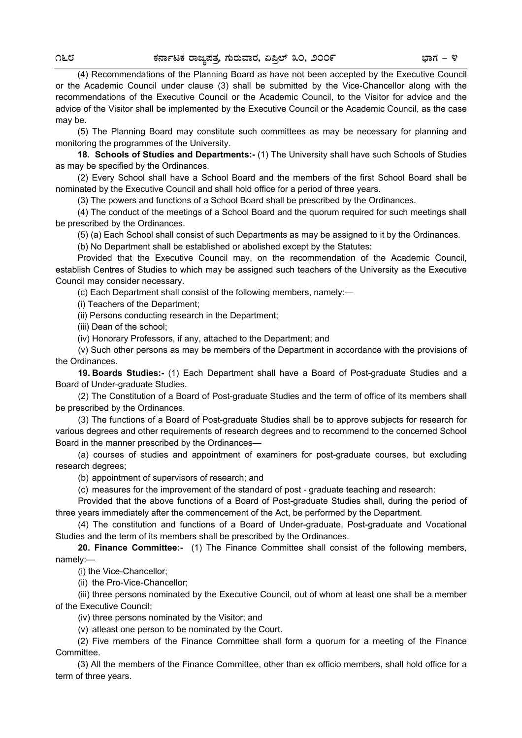(4) Recommendations of the Planning Board as have not been accepted by the Executive Council or the Academic Council under clause (3) shall be submitted by the Vice-Chancellor along with the recommendations of the Executive Council or the Academic Council, to the Visitor for advice and the advice of the Visitor shall be implemented by the Executive Council or the Academic Council, as the case may be.

(5) The Planning Board may constitute such committees as may be necessary for planning and monitoring the programmes of the University.

**18. Schools of Studies and Departments:-** (1) The University shall have such Schools of Studies as may be specified by the Ordinances.

(2) Every School shall have a School Board and the members of the first School Board shall be nominated by the Executive Council and shall hold office for a period of three years.

(3) The powers and functions of a School Board shall be prescribed by the Ordinances.

(4) The conduct of the meetings of a School Board and the quorum required for such meetings shall be prescribed by the Ordinances.

(5) (a) Each School shall consist of such Departments as may be assigned to it by the Ordinances.

(b) No Department shall be established or abolished except by the Statutes:

Provided that the Executive Council may, on the recommendation of the Academic Council, establish Centres of Studies to which may be assigned such teachers of the University as the Executive Council may consider necessary.

(c) Each Department shall consist of the following members, namely:—

(i) Teachers of the Department;

(ii) Persons conducting research in the Department;

(iii) Dean of the school;

(iv) Honorary Professors, if any, attached to the Department; and

(v) Such other persons as may be members of the Department in accordance with the provisions of the Ordinances.

**19. Boards Studies:-** (1) Each Department shall have a Board of Post-graduate Studies and a Board of Under-graduate Studies.

(2) The Constitution of a Board of Post-graduate Studies and the term of office of its members shall be prescribed by the Ordinances.

(3) The functions of a Board of Post-graduate Studies shall be to approve subjects for research for various degrees and other requirements of research degrees and to recommend to the concerned School Board in the manner prescribed by the Ordinances—

(a) courses of studies and appointment of examiners for post-graduate courses, but excluding research degrees;

(b) appointment of supervisors of research; and

(c) measures for the improvement of the standard of post - graduate teaching and research:

Provided that the above functions of a Board of Post-graduate Studies shall, during the period of three years immediately after the commencement of the Act, be performed by the Department.

(4) The constitution and functions of a Board of Under-graduate, Post-graduate and Vocational Studies and the term of its members shall be prescribed by the Ordinances.

**20. Finance Committee:-** (1) The Finance Committee shall consist of the following members, namely:—

(i) the Vice-Chancellor;

(ii) the Pro-Vice-Chancellor;

(iii) three persons nominated by the Executive Council, out of whom at least one shall be a member of the Executive Council;

(iv) three persons nominated by the Visitor; and

(v) atleast one person to be nominated by the Court.

(2) Five members of the Finance Committee shall form a quorum for a meeting of the Finance Committee.

(3) All the members of the Finance Committee, other than ex officio members, shall hold office for a term of three years.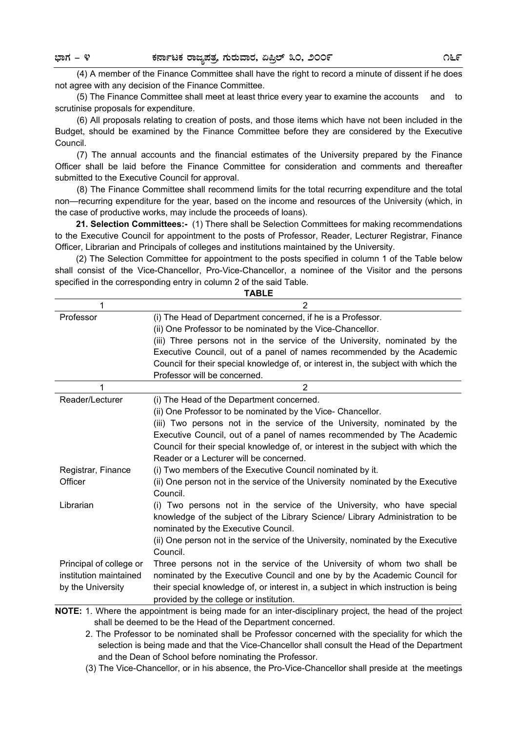(4) A member of the Finance Committee shall have the right to record a minute of dissent if he does not agree with any decision of the Finance Committee.

(5) The Finance Committee shall meet at least thrice every year to examine the accounts and to scrutinise proposals for expenditure.

(6) All proposals relating to creation of posts, and those items which have not been included in the Budget, should be examined by the Finance Committee before they are considered by the Executive Council.

(7) The annual accounts and the financial estimates of the University prepared by the Finance Officer shall be laid before the Finance Committee for consideration and comments and thereafter submitted to the Executive Council for approval.

(8) The Finance Committee shall recommend limits for the total recurring expenditure and the total non—recurring expenditure for the year, based on the income and resources of the University (which, in the case of productive works, may include the proceeds of loans).

**21. Selection Committees:-** (1) There shall be Selection Committees for making recommendations to the Executive Council for appointment to the posts of Professor, Reader, Lecturer Registrar, Finance Officer, Librarian and Principals of colleges and institutions maintained by the University.

(2) The Selection Committee for appointment to the posts specified in column 1 of the Table below shall consist of the Vice-Chancellor, Pro-Vice-Chancellor, a nominee of the Visitor and the persons specified in the corresponding entry in column 2 of the said Table.

**TABLE**

| 1 | 2 |
|---|---|
| Professor | (i) The Head of Department concerned, if he is a Professor.<br>(ii) One Professor to be nominated by the Vice-Chancellor.<br>(iii) Three persons not in the service of the University, nominated by the Executive Council, out of a panel of names recommended by the Academic Council for their special knowledge of, or interest in, the subject with which the Professor will be concerned. |
| Reader/Lecturer | (i) The Head of the Department concerned.<br>(ii) One Professor to be nominated by the Vice- Chancellor.<br>(iii) Two persons not in the service of the University, nominated by the Executive Council, out of a panel of names recommended by The Academic Council for their special knowledge of, or interest in the subject with which the Reader or a Lecturer will be concerned. |
| Registrar, Finance Officer | (i) Two members of the Executive Council nominated by it.<br>(ii) One person not in the service of the University nominated by the Executive Council. |
| Librarian | (i) Two persons not in the service of the University, who have special knowledge of the subject of the Library Science/ Library Administration to be nominated by the Executive Council.<br>(ii) One person not in the service of the University, nominated by the Executive Council. |
| Principal of college or institution maintained by the University | Three persons not in the service of the University of whom two shall be nominated by the Executive Council and one by by the Academic Council for their special knowledge of, or interest in, a subject in which instruction is being provided by the college or institution. |

**NOTE:** 1. Where the appointment is being made for an inter-disciplinary project, the head of the project shall be deemed to be the Head of the Department concerned.

2. The Professor to be nominated shall be Professor concerned with the speciality for which the selection is being made and that the Vice-Chancellor shall consult the Head of the Department and the Dean of School before nominating the Professor.

(3) The Vice-Chancellor, or in his absence, the Pro-Vice-Chancellor shall preside at the meetings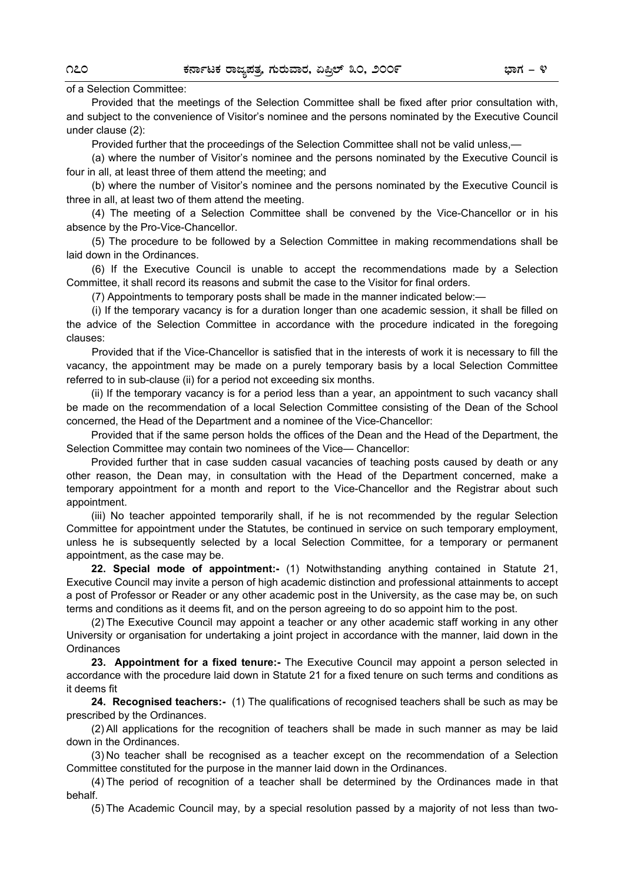of a Selection Committee:

Provided that the meetings of the Selection Committee shall be fixed after prior consultation with, and subject to the convenience of Visitor's nominee and the persons nominated by the Executive Council under clause (2):

Provided further that the proceedings of the Selection Committee shall not be valid unless,—

(a) where the number of Visitor's nominee and the persons nominated by the Executive Council is four in all, at least three of them attend the meeting; and

(b) where the number of Visitor's nominee and the persons nominated by the Executive Council is three in all, at least two of them attend the meeting.

(4) The meeting of a Selection Committee shall be convened by the Vice-Chancellor or in his absence by the Pro-Vice-Chancellor.

(5) The procedure to be followed by a Selection Committee in making recommendations shall be laid down in the Ordinances.

(6) If the Executive Council is unable to accept the recommendations made by a Selection Committee, it shall record its reasons and submit the case to the Visitor for final orders.

(7) Appointments to temporary posts shall be made in the manner indicated below:—

(i) If the temporary vacancy is for a duration longer than one academic session, it shall be filled on the advice of the Selection Committee in accordance with the procedure indicated in the foregoing clauses:

Provided that if the Vice-Chancellor is satisfied that in the interests of work it is necessary to fill the vacancy, the appointment may be made on a purely temporary basis by a local Selection Committee referred to in sub-clause (ii) for a period not exceeding six months.

(ii) If the temporary vacancy is for a period less than a year, an appointment to such vacancy shall be made on the recommendation of a local Selection Committee consisting of the Dean of the School concerned, the Head of the Department and a nominee of the Vice-Chancellor:

Provided that if the same person holds the offices of the Dean and the Head of the Department, the Selection Committee may contain two nominees of the Vice— Chancellor:

Provided further that in case sudden casual vacancies of teaching posts caused by death or any other reason, the Dean may, in consultation with the Head of the Department concerned, make a temporary appointment for a month and report to the Vice-Chancellor and the Registrar about such appointment.

(iii) No teacher appointed temporarily shall, if he is not recommended by the regular Selection Committee for appointment under the Statutes, be continued in service on such temporary employment, unless he is subsequently selected by a local Selection Committee, for a temporary or permanent appointment, as the case may be.

**22. Special mode of appointment:-** (1) Notwithstanding anything contained in Statute 21, Executive Council may invite a person of high academic distinction and professional attainments to accept a post of Professor or Reader or any other academic post in the University, as the case may be, on such terms and conditions as it deems fit, and on the person agreeing to do so appoint him to the post.

(2) The Executive Council may appoint a teacher or any other academic staff working in any other University or organisation for undertaking a joint project in accordance with the manner, laid down in the Ordinances

**23. Appointment for a fixed tenure:-** The Executive Council may appoint a person selected in accordance with the procedure laid down in Statute 21 for a fixed tenure on such terms and conditions as it deems fit

**24. Recognised teachers:-** (1) The qualifications of recognised teachers shall be such as may be prescribed by the Ordinances.

(2) All applications for the recognition of teachers shall be made in such manner as may be laid down in the Ordinances.

(3) No teacher shall be recognised as a teacher except on the recommendation of a Selection Committee constituted for the purpose in the manner laid down in the Ordinances.

(4) The period of recognition of a teacher shall be determined by the Ordinances made in that behalf.

(5) The Academic Council may, by a special resolution passed by a majority of not less than two-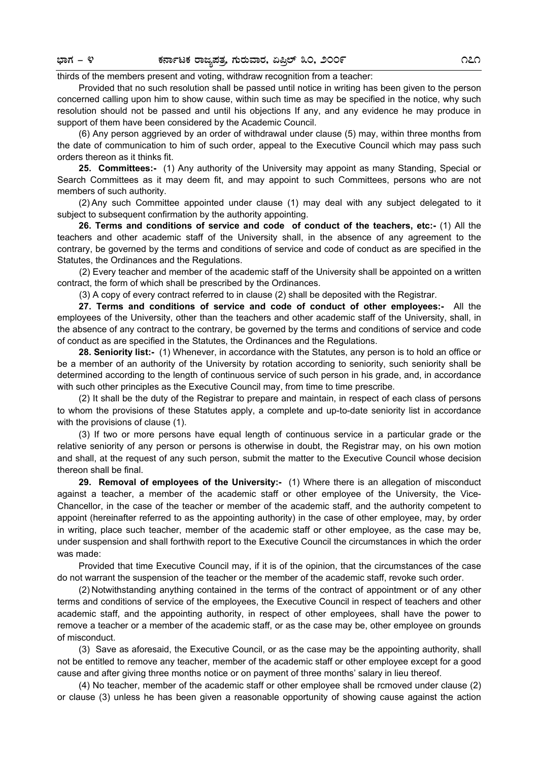thirds of the members present and voting, withdraw recognition from a teacher:

Provided that no such resolution shall be passed until notice in writing has been given to the person concerned calling upon him to show cause, within such time as may be specified in the notice, why such resolution should not be passed and until his objections If any, and any evidence he may produce in support of them have been considered by the Academic Council.

(6) Any person aggrieved by an order of withdrawal under clause (5) may, within three months from the date of communication to him of such order, appeal to the Executive Council which may pass such orders thereon as it thinks fit.

**25. Committees:-** (1) Any authority of the University may appoint as many Standing, Special or Search Committees as it may deem fit, and may appoint to such Committees, persons who are not members of such authority.

(2) Any such Committee appointed under clause (1) may deal with any subject delegated to it subject to subsequent confirmation by the authority appointing.

**26. Terms and conditions of service and code of conduct of the teachers, etc:-** (1) All the teachers and other academic staff of the University shall, in the absence of any agreement to the contrary, be governed by the terms and conditions of service and code of conduct as are specified in the Statutes, the Ordinances and the Regulations.

(2) Every teacher and member of the academic staff of the University shall be appointed on a written contract, the form of which shall be prescribed by the Ordinances.

(3) A copy of every contract referred to in clause (2) shall be deposited with the Registrar.

**27. Terms and conditions of service and code of conduct of other employees:-** All the employees of the University, other than the teachers and other academic staff of the University, shall, in the absence of any contract to the contrary, be governed by the terms and conditions of service and code of conduct as are specified in the Statutes, the Ordinances and the Regulations.

**28. Seniority list:-** (1) Whenever, in accordance with the Statutes, any person is to hold an office or be a member of an authority of the University by rotation according to seniority, such seniority shall be determined according to the length of continuous service of such person in his grade, and, in accordance with such other principles as the Executive Council may, from time to time prescribe.

(2) It shall be the duty of the Registrar to prepare and maintain, in respect of each class of persons to whom the provisions of these Statutes apply, a complete and up-to-date seniority list in accordance with the provisions of clause (1).

(3) If two or more persons have equal length of continuous service in a particular grade or the relative seniority of any person or persons is otherwise in doubt, the Registrar may, on his own motion and shall, at the request of any such person, submit the matter to the Executive Council whose decision thereon shall be final.

**29. Removal of employees of the University:-** (1) Where there is an allegation of misconduct against a teacher, a member of the academic staff or other employee of the University, the Vice-Chancellor, in the case of the teacher or member of the academic staff, and the authority competent to appoint (hereinafter referred to as the appointing authority) in the case of other employee, may, by order in writing, place such teacher, member of the academic staff or other employee, as the case may be, under suspension and shall forthwith report to the Executive Council the circumstances in which the order was made:

Provided that time Executive Council may, if it is of the opinion, that the circumstances of the case do not warrant the suspension of the teacher or the member of the academic staff, revoke such order.

(2) Notwithstanding anything contained in the terms of the contract of appointment or of any other terms and conditions of service of the employees, the Executive Council in respect of teachers and other academic staff, and the appointing authority, in respect of other employees, shall have the power to remove a teacher or a member of the academic staff, or as the case may be, other employee on grounds of misconduct.

(3) Save as aforesaid, the Executive Council, or as the case may be the appointing authority, shall not be entitled to remove any teacher, member of the academic staff or other employee except for a good cause and after giving three months notice or on payment of three months' salary in lieu thereof.

(4) No teacher, member of the academic staff or other employee shall be rcmoved under clause (2) or clause (3) unless he has been given a reasonable opportunity of showing cause against the action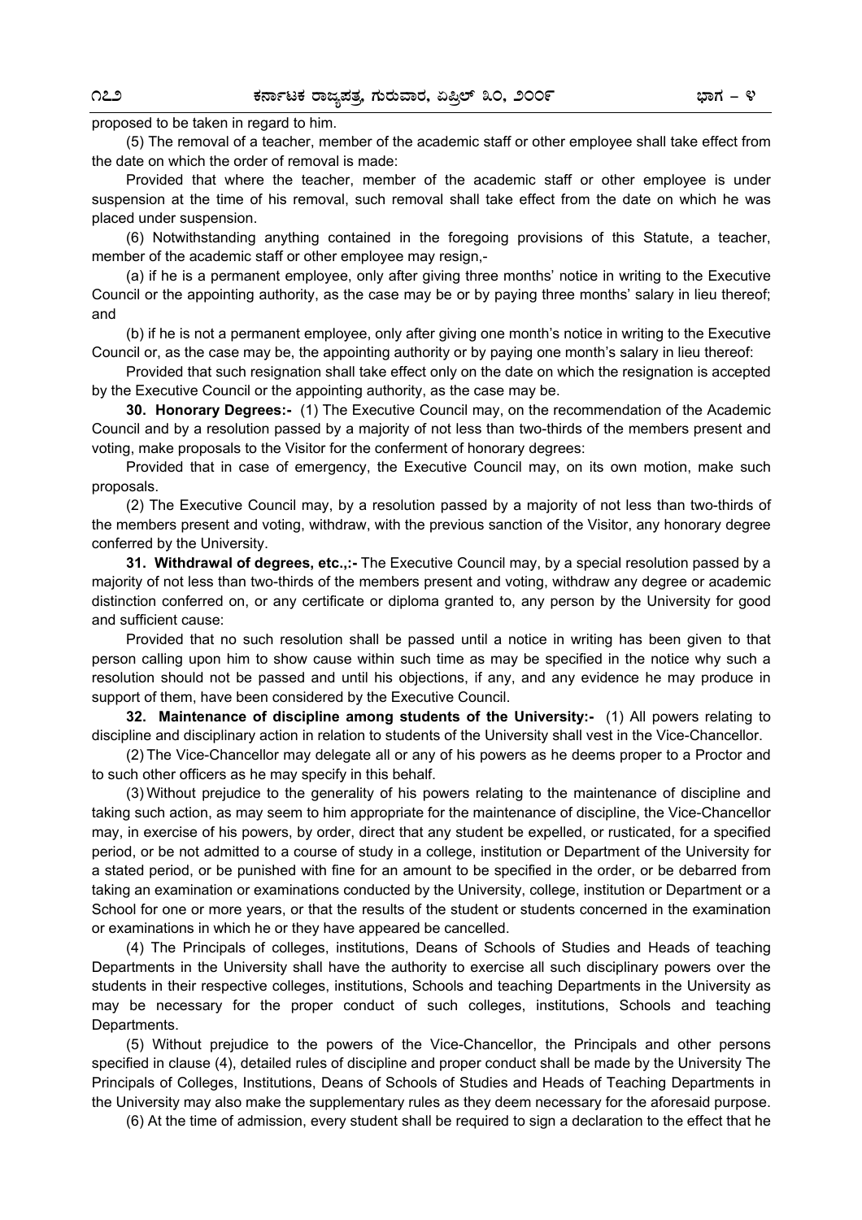proposed to be taken in regard to him.

(5) The removal of a teacher, member of the academic staff or other employee shall take effect from the date on which the order of removal is made:

Provided that where the teacher, member of the academic staff or other employee is under suspension at the time of his removal, such removal shall take effect from the date on which he was placed under suspension.

(6) Notwithstanding anything contained in the foregoing provisions of this Statute, a teacher, member of the academic staff or other employee may resign,-

(a) if he is a permanent employee, only after giving three months' notice in writing to the Executive Council or the appointing authority, as the case may be or by paying three months' salary in lieu thereof; and

(b) if he is not a permanent employee, only after giving one month's notice in writing to the Executive Council or, as the case may be, the appointing authority or by paying one month's salary in lieu thereof:

Provided that such resignation shall take effect only on the date on which the resignation is accepted by the Executive Council or the appointing authority, as the case may be.

**30. Honorary Degrees:-** (1) The Executive Council may, on the recommendation of the Academic Council and by a resolution passed by a majority of not less than two-thirds of the members present and voting, make proposals to the Visitor for the conferment of honorary degrees:

Provided that in case of emergency, the Executive Council may, on its own motion, make such proposals.

(2) The Executive Council may, by a resolution passed by a majority of not less than two-thirds of the members present and voting, withdraw, with the previous sanction of the Visitor, any honorary degree conferred by the University.

**31. Withdrawal of degrees, etc.,:-** The Executive Council may, by a special resolution passed by a majority of not less than two-thirds of the members present and voting, withdraw any degree or academic distinction conferred on, or any certificate or diploma granted to, any person by the University for good and sufficient cause:

Provided that no such resolution shall be passed until a notice in writing has been given to that person calling upon him to show cause within such time as may be specified in the notice why such a resolution should not be passed and until his objections, if any, and any evidence he may produce in support of them, have been considered by the Executive Council.

**32. Maintenance of discipline among students of the University:-** (1) All powers relating to discipline and disciplinary action in relation to students of the University shall vest in the Vice-Chancellor.

(2) The Vice-Chancellor may delegate all or any of his powers as he deems proper to a Proctor and to such other officers as he may specify in this behalf.

(3) Without prejudice to the generality of his powers relating to the maintenance of discipline and taking such action, as may seem to him appropriate for the maintenance of discipline, the Vice-Chancellor may, in exercise of his powers, by order, direct that any student be expelled, or rusticated, for a specified period, or be not admitted to a course of study in a college, institution or Department of the University for a stated period, or be punished with fine for an amount to be specified in the order, or be debarred from taking an examination or examinations conducted by the University, college, institution or Department or a School for one or more years, or that the results of the student or students concerned in the examination or examinations in which he or they have appeared be cancelled.

(4) The Principals of colleges, institutions, Deans of Schools of Studies and Heads of teaching Departments in the University shall have the authority to exercise all such disciplinary powers over the students in their respective colleges, institutions, Schools and teaching Departments in the University as may be necessary for the proper conduct of such colleges, institutions, Schools and teaching Departments.

(5) Without prejudice to the powers of the Vice-Chancellor, the Principals and other persons specified in clause (4), detailed rules of discipline and proper conduct shall be made by the University The Principals of Colleges, Institutions, Deans of Schools of Studies and Heads of Teaching Departments in the University may also make the supplementary rules as they deem necessary for the aforesaid purpose.

(6) At the time of admission, every student shall be required to sign a declaration to the effect that he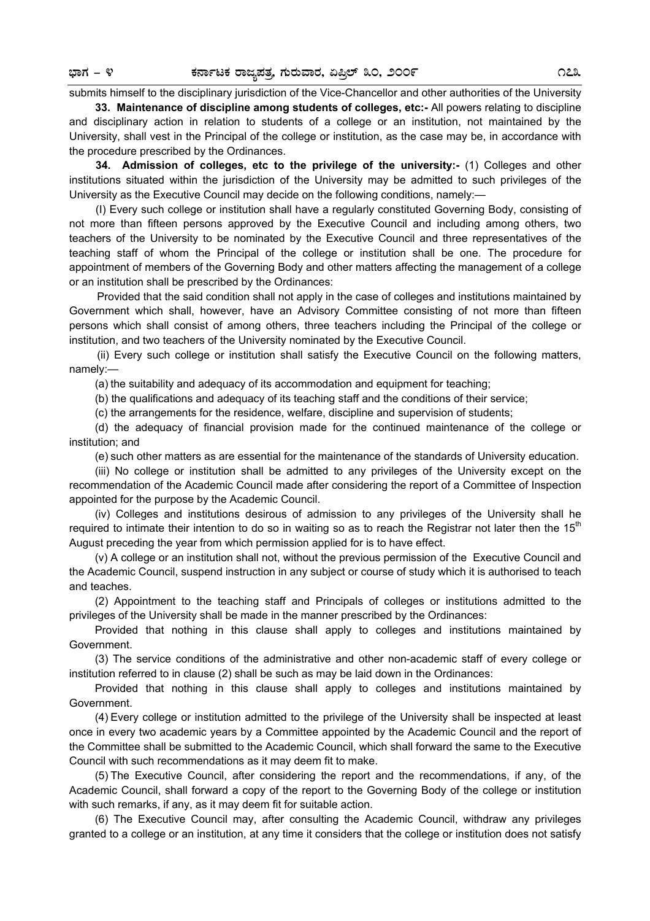submits himself to the disciplinary jurisdiction of the Vice-Chancellor and other authorities of the University

**33. Maintenance of discipline among students of colleges, etc:-** All powers relating to discipline and disciplinary action in relation to students of a college or an institution, not maintained by the University, shall vest in the Principal of the college or institution, as the case may be, in accordance with the procedure prescribed by the Ordinances.

**34. Admission of colleges, etc to the privilege of the university:-** (1) Colleges and other institutions situated within the jurisdiction of the University may be admitted to such privileges of the University as the Executive Council may decide on the following conditions, namely:—

(I) Every such college or institution shall have a regularly constituted Governing Body, consisting of not more than fifteen persons approved by the Executive Council and including among others, two teachers of the University to be nominated by the Executive Council and three representatives of the teaching staff of whom the Principal of the college or institution shall be one. The procedure for appointment of members of the Governing Body and other matters affecting the management of a college or an institution shall be prescribed by the Ordinances:

Provided that the said condition shall not apply in the case of colleges and institutions maintained by Government which shall, however, have an Advisory Committee consisting of not more than fifteen persons which shall consist of among others, three teachers including the Principal of the college or institution, and two teachers of the University nominated by the Executive Council.

(ii) Every such college or institution shall satisfy the Executive Council on the following matters, namely:—

(a) the suitability and adequacy of its accommodation and equipment for teaching;

(b) the qualifications and adequacy of its teaching staff and the conditions of their service;

(c) the arrangements for the residence, welfare, discipline and supervision of students;

(d) the adequacy of financial provision made for the continued maintenance of the college or institution; and

(e) such other matters as are essential for the maintenance of the standards of University education.

(iii) No college or institution shall be admitted to any privileges of the University except on the recommendation of the Academic Council made after considering the report of a Committee of Inspection appointed for the purpose by the Academic Council.

(iv) Colleges and institutions desirous of admission to any privileges of the University shall he required to intimate their intention to do so in waiting so as to reach the Registrar not later then the 15th August preceding the year from which permission applied for is to have effect.

(v) A college or an institution shall not, without the previous permission of the Executive Council and the Academic Council, suspend instruction in any subject or course of study which it is authorised to teach and teaches.

(2) Appointment to the teaching staff and Principals of colleges or institutions admitted to the privileges of the University shall be made in the manner prescribed by the Ordinances:

Provided that nothing in this clause shall apply to colleges and institutions maintained by Government.

(3) The service conditions of the administrative and other non-academic staff of every college or institution referred to in clause (2) shall be such as may be laid down in the Ordinances:

Provided that nothing in this clause shall apply to colleges and institutions maintained by Government.

(4) Every college or institution admitted to the privilege of the University shall be inspected at least once in every two academic years by a Committee appointed by the Academic Council and the report of the Committee shall be submitted to the Academic Council, which shall forward the same to the Executive Council with such recommendations as it may deem fit to make.

(5) The Executive Council, after considering the report and the recommendations, if any, of the Academic Council, shall forward a copy of the report to the Governing Body of the college or institution with such remarks, if any, as it may deem fit for suitable action.

(6) The Executive Council may, after consulting the Academic Council, withdraw any privileges granted to a college or an institution, at any time it considers that the college or institution does not satisfy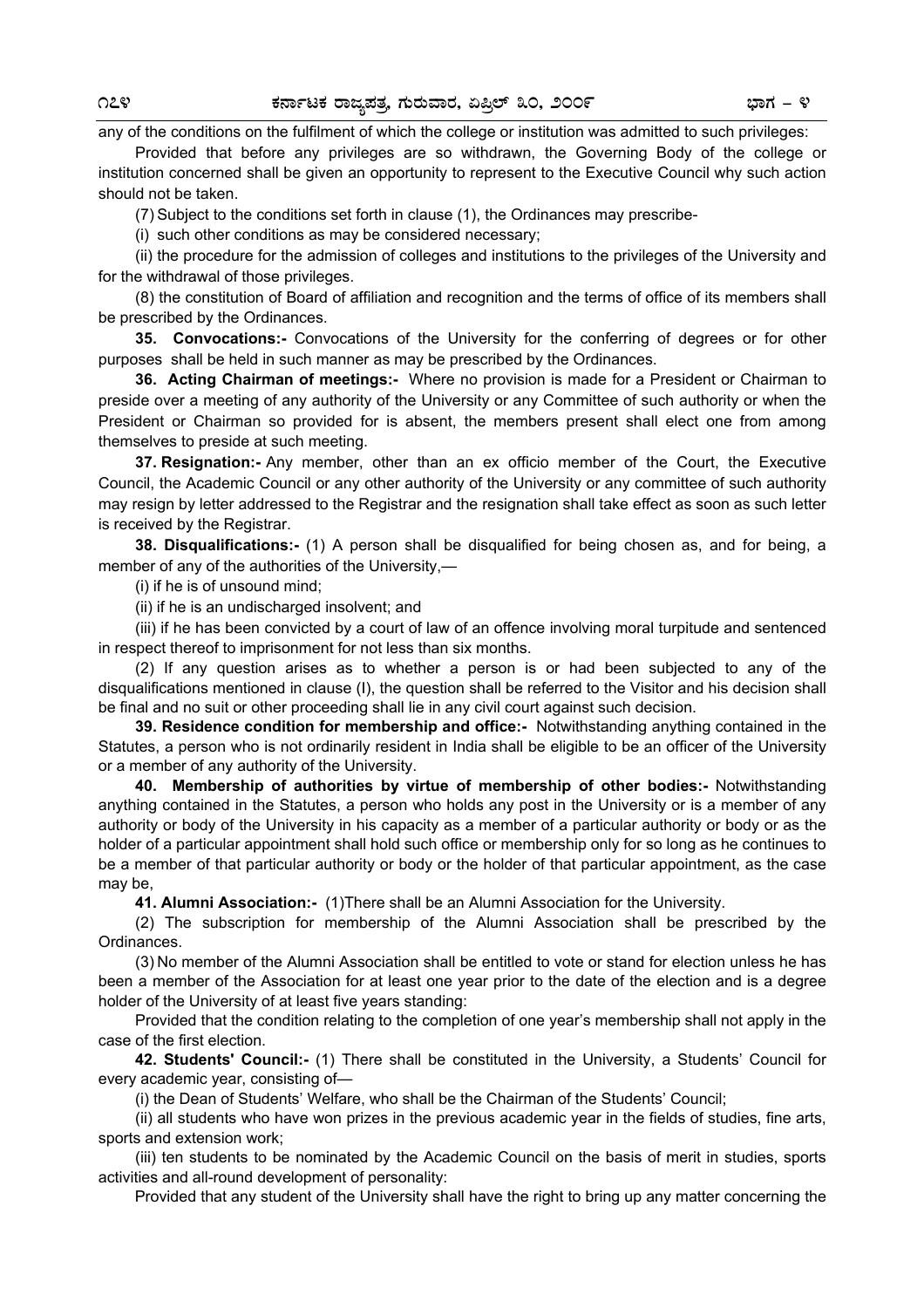any of the conditions on the fulfilment of which the college or institution was admitted to such privileges:

Provided that before any privileges are so withdrawn, the Governing Body of the college or institution concerned shall be given an opportunity to represent to the Executive Council why such action should not be taken.

(7) Subject to the conditions set forth in clause (1), the Ordinances may prescribe-

(i) such other conditions as may be considered necessary;

(ii) the procedure for the admission of colleges and institutions to the privileges of the University and for the withdrawal of those privileges.

(8) the constitution of Board of affiliation and recognition and the terms of office of its members shall be prescribed by the Ordinances.

**35. Convocations:-** Convocations of the University for the conferring of degrees or for other purposes shall be held in such manner as may be prescribed by the Ordinances.

**36. Acting Chairman of meetings:-** Where no provision is made for a President or Chairman to preside over a meeting of any authority of the University or any Committee of such authority or when the President or Chairman so provided for is absent, the members present shall elect one from among themselves to preside at such meeting.

**37. Resignation:-** Any member, other than an ex officio member of the Court, the Executive Council, the Academic Council or any other authority of the University or any committee of such authority may resign by letter addressed to the Registrar and the resignation shall take effect as soon as such letter is received by the Registrar.

**38. Disqualifications:-** (1) A person shall be disqualified for being chosen as, and for being, a member of any of the authorities of the University,—

(i) if he is of unsound mind;

(ii) if he is an undischarged insolvent; and

(iii) if he has been convicted by a court of law of an offence involving moral turpitude and sentenced in respect thereof to imprisonment for not less than six months.

(2) If any question arises as to whether a person is or had been subjected to any of the disqualifications mentioned in clause (I), the question shall be referred to the Visitor and his decision shall be final and no suit or other proceeding shall lie in any civil court against such decision.

**39. Residence condition for membership and office:-** Notwithstanding anything contained in the Statutes, a person who is not ordinarily resident in India shall be eligible to be an officer of the University or a member of any authority of the University.

**40. Membership of authorities by virtue of membership of other bodies:-** Notwithstanding anything contained in the Statutes, a person who holds any post in the University or is a member of any authority or body of the University in his capacity as a member of a particular authority or body or as the holder of a particular appointment shall hold such office or membership only for so long as he continues to be a member of that particular authority or body or the holder of that particular appointment, as the case may be,

**41. Alumni Association:-** (1)There shall be an Alumni Association for the University.

(2) The subscription for membership of the Alumni Association shall be prescribed by the Ordinances.

(3) No member of the Alumni Association shall be entitled to vote or stand for election unless he has been a member of the Association for at least one year prior to the date of the election and is a degree holder of the University of at least five years standing:

Provided that the condition relating to the completion of one year's membership shall not apply in the case of the first election.

**42. Students' Council:-** (1) There shall be constituted in the University, a Students' Council for every academic year, consisting of—

(i) the Dean of Students' Welfare, who shall be the Chairman of the Students' Council;

(ii) all students who have won prizes in the previous academic year in the fields of studies, fine arts, sports and extension work;

(iii) ten students to be nominated by the Academic Council on the basis of merit in studies, sports activities and all-round development of personality:

Provided that any student of the University shall have the right to bring up any matter concerning the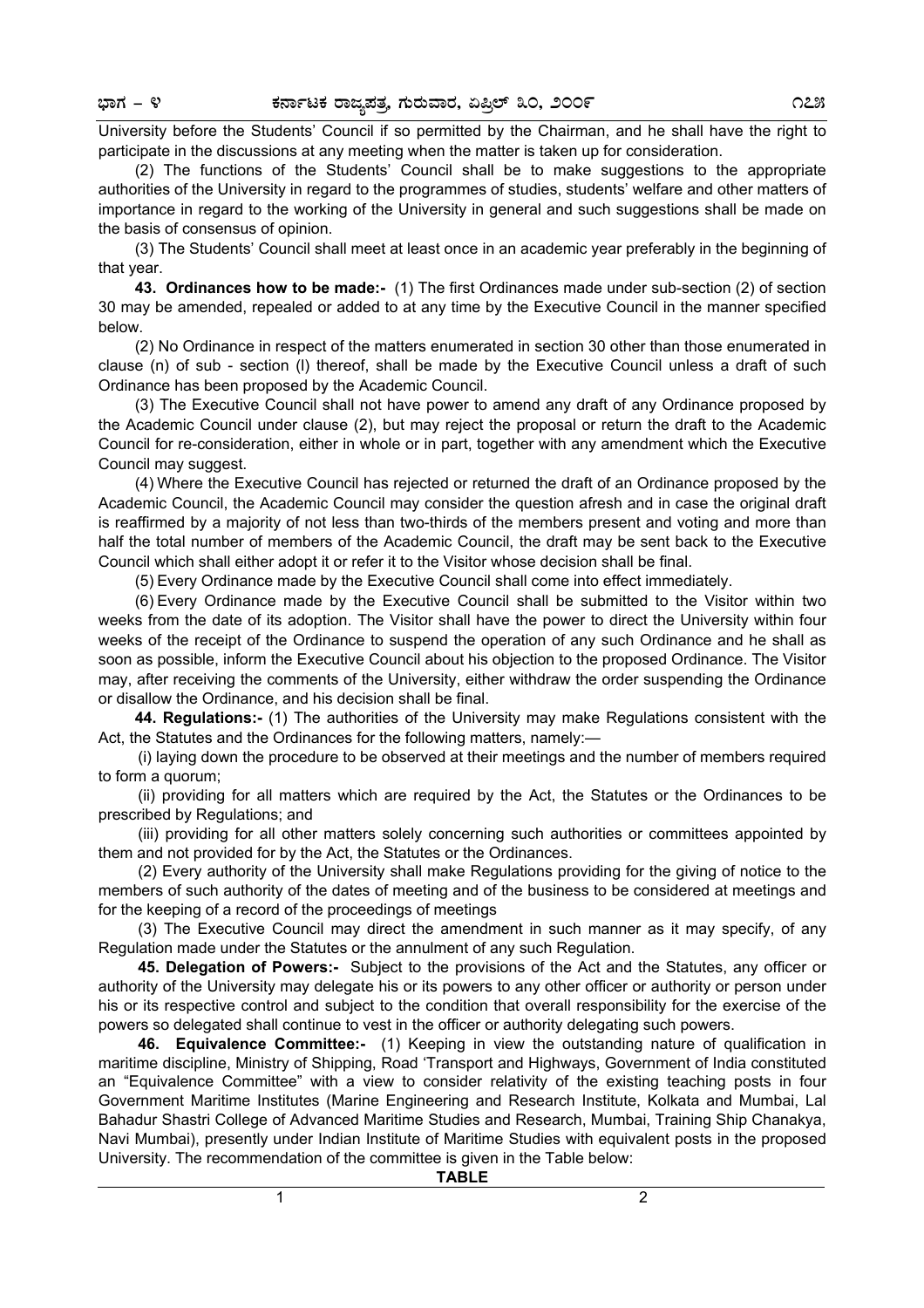University before the Students' Council if so permitted by the Chairman, and he shall have the right to participate in the discussions at any meeting when the matter is taken up for consideration.

(2) The functions of the Students' Council shall be to make suggestions to the appropriate authorities of the University in regard to the programmes of studies, students' welfare and other matters of importance in regard to the working of the University in general and such suggestions shall be made on the basis of consensus of opinion.

(3) The Students' Council shall meet at least once in an academic year preferably in the beginning of that year.

**43. Ordinances how to be made:-** (1) The first Ordinances made under sub-section (2) of section 30 may be amended, repealed or added to at any time by the Executive Council in the manner specified below.

(2) No Ordinance in respect of the matters enumerated in section 30 other than those enumerated in clause (n) of sub - section (l) thereof, shall be made by the Executive Council unless a draft of such Ordinance has been proposed by the Academic Council.

(3) The Executive Council shall not have power to amend any draft of any Ordinance proposed by the Academic Council under clause (2), but may reject the proposal or return the draft to the Academic Council for re-consideration, either in whole or in part, together with any amendment which the Executive Council may suggest.

(4) Where the Executive Council has rejected or returned the draft of an Ordinance proposed by the Academic Council, the Academic Council may consider the question afresh and in case the original draft is reaffirmed by a majority of not less than two-thirds of the members present and voting and more than half the total number of members of the Academic Council, the draft may be sent back to the Executive Council which shall either adopt it or refer it to the Visitor whose decision shall be final.

(5) Every Ordinance made by the Executive Council shall come into effect immediately.

(6) Every Ordinance made by the Executive Council shall be submitted to the Visitor within two weeks from the date of its adoption. The Visitor shall have the power to direct the University within four weeks of the receipt of the Ordinance to suspend the operation of any such Ordinance and he shall as soon as possible, inform the Executive Council about his objection to the proposed Ordinance. The Visitor may, after receiving the comments of the University, either withdraw the order suspending the Ordinance or disallow the Ordinance, and his decision shall be final.

**44. Regulations:-** (1) The authorities of the University may make Regulations consistent with the Act, the Statutes and the Ordinances for the following matters, namely:—

(i) laying down the procedure to be observed at their meetings and the number of members required to form a quorum;

(ii) providing for all matters which are required by the Act, the Statutes or the Ordinances to be prescribed by Regulations; and

(iii) providing for all other matters solely concerning such authorities or committees appointed by them and not provided for by the Act, the Statutes or the Ordinances.

(2) Every authority of the University shall make Regulations providing for the giving of notice to the members of such authority of the dates of meeting and of the business to be considered at meetings and for the keeping of a record of the proceedings of meetings

(3) The Executive Council may direct the amendment in such manner as it may specify, of any Regulation made under the Statutes or the annulment of any such Regulation.

**45. Delegation of Powers:-** Subject to the provisions of the Act and the Statutes, any officer or authority of the University may delegate his or its powers to any other officer or authority or person under his or its respective control and subject to the condition that overall responsibility for the exercise of the powers so delegated shall continue to vest in the officer or authority delegating such powers.

**46. Equivalence Committee:-** (1) Keeping in view the outstanding nature of qualification in maritime discipline, Ministry of Shipping, Road 'Transport and Highways, Government of India constituted an "Equivalence Committee" with a view to consider relativity of the existing teaching posts in four Government Maritime Institutes (Marine Engineering and Research Institute, Kolkata and Mumbai, Lal Bahadur Shastri College of Advanced Maritime Studies and Research, Mumbai, Training Ship Chanakya, Navi Mumbai), presently under Indian Institute of Maritime Studies with equivalent posts in the proposed University. The recommendation of the committee is given in the Table below:

**TABLE**

| 1 | 2 |
|---|---|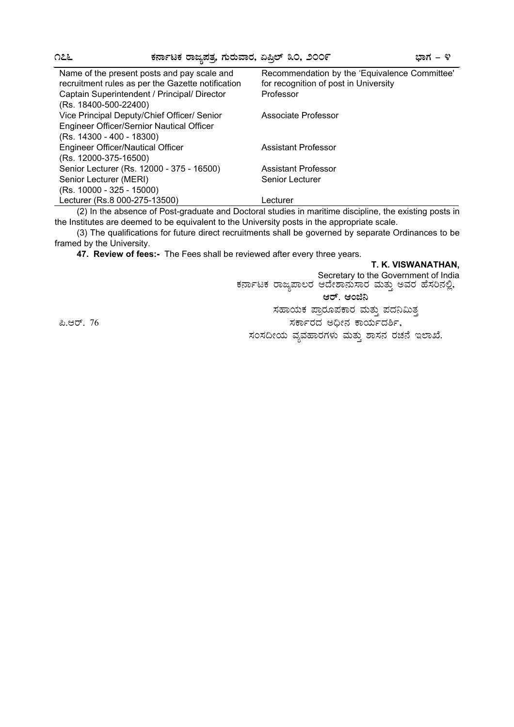| Name of the present posts and pay scale and recruitment rules as per the Gazette notification | Recommendation by the 'Equivalence Committee' for recognition of post in University |
| --- | --- |
| Captain Superintendent / Principal/ Director (Rs. 18400-500-22400) | Professor |
| Vice Principal Deputy/Chief Officer/ Senior Engineer Officer/Sernior Nautical Officer (Rs. 14300 - 400 - 18300) | Associate Professor |
| Engineer Officer/Nautical Officer (Rs. 12000-375-16500) | Assistant Professor |
| Senior Lecturer (Rs. 12000 - 375 - 16500) | Assistant Professor |
| Senior Lecturer (MERI) (Rs. 10000 - 325 - 15000) | Senior Lecturer |
| Lecturer (Rs.8 000-275-13500) | Lecturer |

(2) In the absence of Post-graduate and Doctoral studies in maritime discipline, the existing posts in the Institutes are deemed to be equivalent to the University posts in the appropriate scale.

(3) The qualifications for future direct recruitments shall be governed by separate Ordinances to be framed by the University.

**47. Review of fees:-** The Fees shall be reviewed after every three years.

**T. K. VISWANATHAN,**
Secretary to the Government of India

ಕರ್ನಾಟಕ ರಾಜ್ಯಪಾಲರ ಆದೇಶಾನುಸಾರ ಮತ್ತು ಅವರ ಹೆಸರಿನಲ್ಲಿ,

**ಆರ್. ಆಂಜಿನಿ**

ಸಹಾಯಕ ಪ್ರಾರೂಪಕಾರ ಮತ್ತು ಪದನಿಮಿತ್ತ
ಸರ್ಕಾರದ ಅಧೀನ ಕಾರ್ಯದರ್ಶಿ,
ಸಂಸದೀಯ ವ್ಯವಹಾರಗಳು ಮತ್ತು ಶಾಸನ ರಚನೆ ಇಲಾಖೆ.

ಪಿ.ಆರ್. 76